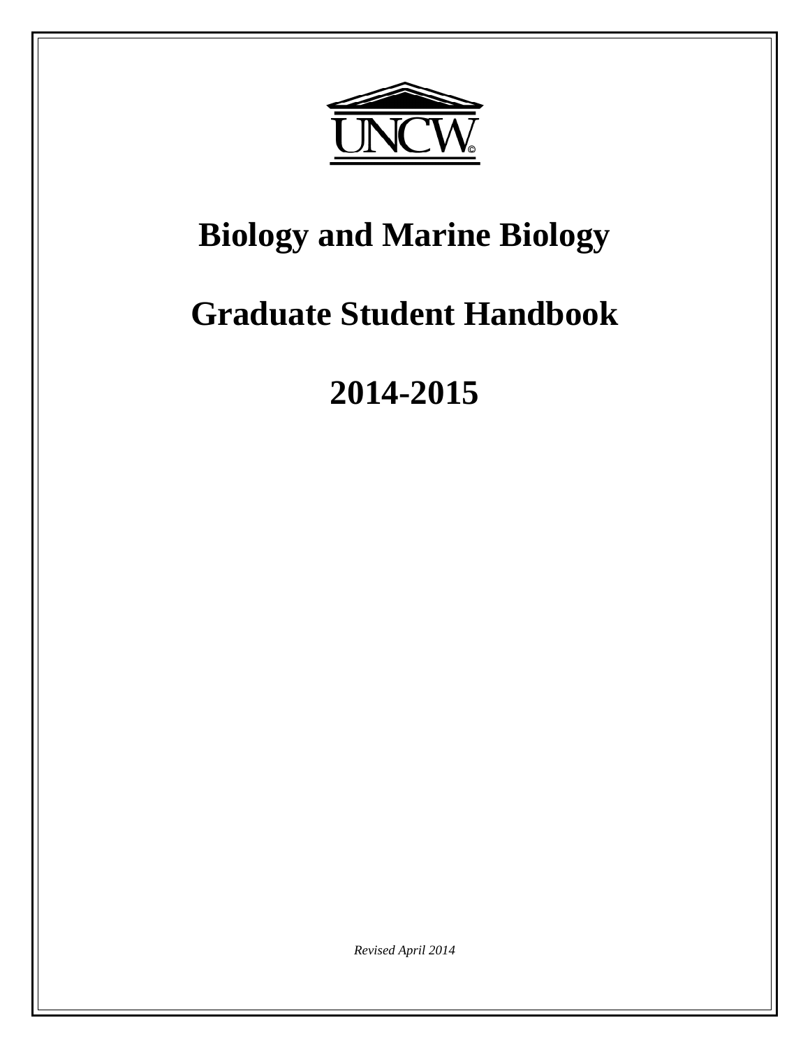UNCW©

# Biology and Marine Biology

# Graduate Student Handbook

# 2014-2015

*Revised April 2014*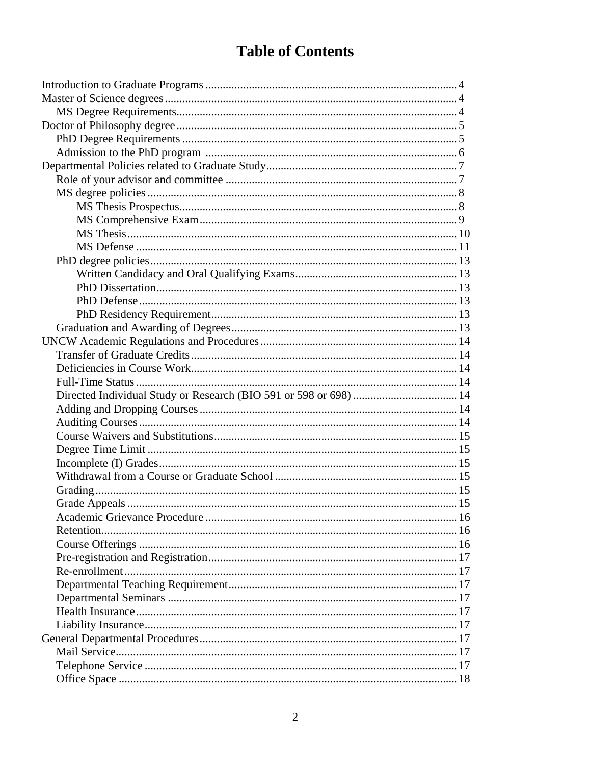# Table of Contents

Introduction to Graduate Programs ........................................ 4
Master of Science degrees ........................................ 4
&nbsp;&nbsp;&nbsp;&nbsp;MS Degree Requirements ........................................ 4
Doctor of Philosophy degree ........................................ 5
&nbsp;&nbsp;&nbsp;&nbsp;PhD Degree Requirements ........................................ 5
&nbsp;&nbsp;&nbsp;&nbsp;Admission to the PhD program ........................................ 6
Departmental Policies related to Graduate Study ........................................ 7
&nbsp;&nbsp;&nbsp;&nbsp;Role of your advisor and committee ........................................ 7
&nbsp;&nbsp;&nbsp;&nbsp;MS degree policies ........................................ 8
&nbsp;&nbsp;&nbsp;&nbsp;&nbsp;&nbsp;&nbsp;&nbsp;MS Thesis Prospectus ........................................ 8
&nbsp;&nbsp;&nbsp;&nbsp;&nbsp;&nbsp;&nbsp;&nbsp;MS Comprehensive Exam ........................................ 9
&nbsp;&nbsp;&nbsp;&nbsp;&nbsp;&nbsp;&nbsp;&nbsp;MS Thesis ........................................ 10
&nbsp;&nbsp;&nbsp;&nbsp;&nbsp;&nbsp;&nbsp;&nbsp;MS Defense ........................................ 11
&nbsp;&nbsp;&nbsp;&nbsp;PhD degree policies ........................................ 13
&nbsp;&nbsp;&nbsp;&nbsp;&nbsp;&nbsp;&nbsp;&nbsp;Written Candidacy and Oral Qualifying Exams ........................................ 13
&nbsp;&nbsp;&nbsp;&nbsp;&nbsp;&nbsp;&nbsp;&nbsp;PhD Dissertation ........................................ 13
&nbsp;&nbsp;&nbsp;&nbsp;&nbsp;&nbsp;&nbsp;&nbsp;PhD Defense ........................................ 13
&nbsp;&nbsp;&nbsp;&nbsp;&nbsp;&nbsp;&nbsp;&nbsp;PhD Residency Requirement ........................................ 13
&nbsp;&nbsp;&nbsp;&nbsp;Graduation and Awarding of Degrees ........................................ 13
UNCW Academic Regulations and Procedures ........................................ 14
&nbsp;&nbsp;&nbsp;&nbsp;Transfer of Graduate Credits ........................................ 14
&nbsp;&nbsp;&nbsp;&nbsp;Deficiencies in Course Work ........................................ 14
&nbsp;&nbsp;&nbsp;&nbsp;Full-Time Status ........................................ 14
&nbsp;&nbsp;&nbsp;&nbsp;Directed Individual Study or Research (BIO 591 or 598 or 698) ........................................ 14
&nbsp;&nbsp;&nbsp;&nbsp;Adding and Dropping Courses ........................................ 14
&nbsp;&nbsp;&nbsp;&nbsp;Auditing Courses ........................................ 14
&nbsp;&nbsp;&nbsp;&nbsp;Course Waivers and Substitutions ........................................ 15
&nbsp;&nbsp;&nbsp;&nbsp;Degree Time Limit ........................................ 15
&nbsp;&nbsp;&nbsp;&nbsp;Incomplete (I) Grades ........................................ 15
&nbsp;&nbsp;&nbsp;&nbsp;Withdrawal from a Course or Graduate School ........................................ 15
&nbsp;&nbsp;&nbsp;&nbsp;Grading ........................................ 15
&nbsp;&nbsp;&nbsp;&nbsp;Grade Appeals ........................................ 15
&nbsp;&nbsp;&nbsp;&nbsp;Academic Grievance Procedure ........................................ 16
&nbsp;&nbsp;&nbsp;&nbsp;Retention ........................................ 16
&nbsp;&nbsp;&nbsp;&nbsp;Course Offerings ........................................ 16
&nbsp;&nbsp;&nbsp;&nbsp;Pre-registration and Registration ........................................ 17
&nbsp;&nbsp;&nbsp;&nbsp;Re-enrollment ........................................ 17
&nbsp;&nbsp;&nbsp;&nbsp;Departmental Teaching Requirement ........................................ 17
&nbsp;&nbsp;&nbsp;&nbsp;Departmental Seminars ........................................ 17
&nbsp;&nbsp;&nbsp;&nbsp;Health Insurance ........................................ 17
&nbsp;&nbsp;&nbsp;&nbsp;Liability Insurance ........................................ 17
General Departmental Procedures ........................................ 17
&nbsp;&nbsp;&nbsp;&nbsp;Mail Service ........................................ 17
&nbsp;&nbsp;&nbsp;&nbsp;Telephone Service ........................................ 17
&nbsp;&nbsp;&nbsp;&nbsp;Office Space ........................................ 18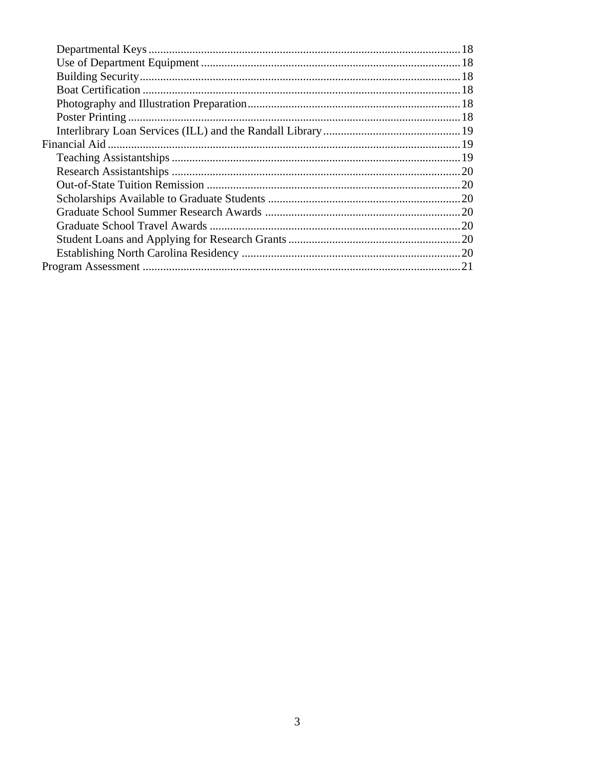- Departmental Keys ..... 18
- Use of Department Equipment ..... 18
- Building Security ..... 18
- Boat Certification ..... 18
- Photography and Illustration Preparation ..... 18
- Poster Printing ..... 18
- Interlibrary Loan Services (ILL) and the Randall Library ..... 19

Financial Aid ..... 19

- Teaching Assistantships ..... 19
- Research Assistantships ..... 20
- Out-of-State Tuition Remission ..... 20
- Scholarships Available to Graduate Students ..... 20
- Graduate School Summer Research Awards ..... 20
- Graduate School Travel Awards ..... 20
- Student Loans and Applying for Research Grants ..... 20
- Establishing North Carolina Residency ..... 20

Program Assessment ..... 21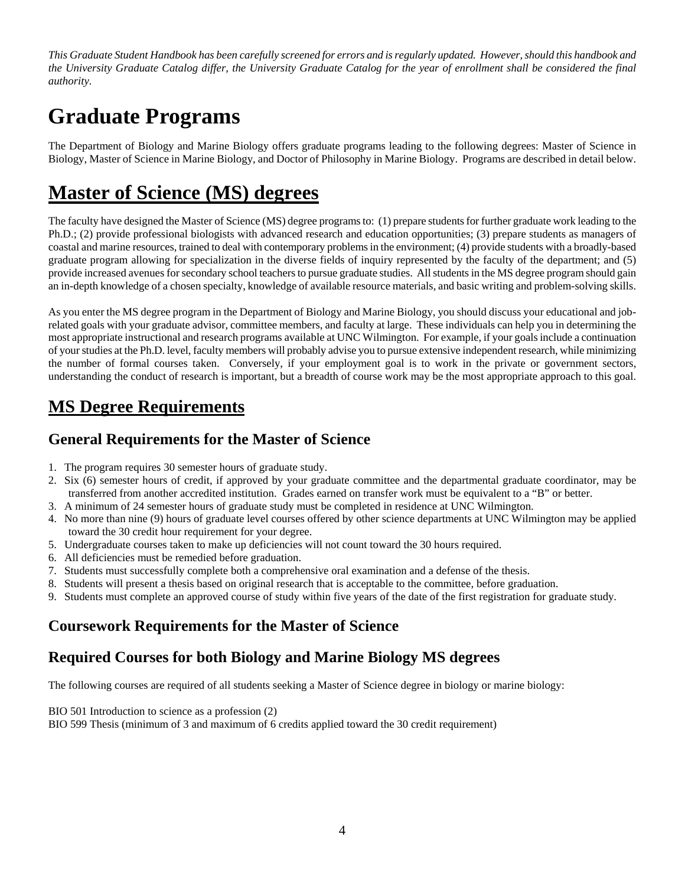*This Graduate Student Handbook has been carefully screened for errors and is regularly updated. However, should this handbook and the University Graduate Catalog differ, the University Graduate Catalog for the year of enrollment shall be considered the final authority.*

# Graduate Programs

The Department of Biology and Marine Biology offers graduate programs leading to the following degrees: Master of Science in Biology, Master of Science in Marine Biology, and Doctor of Philosophy in Marine Biology. Programs are described in detail below.

# Master of Science (MS) degrees

The faculty have designed the Master of Science (MS) degree programs to: (1) prepare students for further graduate work leading to the Ph.D.; (2) provide professional biologists with advanced research and education opportunities; (3) prepare students as managers of coastal and marine resources, trained to deal with contemporary problems in the environment; (4) provide students with a broadly-based graduate program allowing for specialization in the diverse fields of inquiry represented by the faculty of the department; and (5) provide increased avenues for secondary school teachers to pursue graduate studies. All students in the MS degree program should gain an in-depth knowledge of a chosen specialty, knowledge of available resource materials, and basic writing and problem-solving skills.

As you enter the MS degree program in the Department of Biology and Marine Biology, you should discuss your educational and job-related goals with your graduate advisor, committee members, and faculty at large. These individuals can help you in determining the most appropriate instructional and research programs available at UNC Wilmington. For example, if your goals include a continuation of your studies at the Ph.D. level, faculty members will probably advise you to pursue extensive independent research, while minimizing the number of formal courses taken. Conversely, if your employment goal is to work in the private or government sectors, understanding the conduct of research is important, but a breadth of course work may be the most appropriate approach to this goal.

## MS Degree Requirements

### General Requirements for the Master of Science

1. The program requires 30 semester hours of graduate study.
2. Six (6) semester hours of credit, if approved by your graduate committee and the departmental graduate coordinator, may be transferred from another accredited institution. Grades earned on transfer work must be equivalent to a "B" or better.
3. A minimum of 24 semester hours of graduate study must be completed in residence at UNC Wilmington.
4. No more than nine (9) hours of graduate level courses offered by other science departments at UNC Wilmington may be applied toward the 30 credit hour requirement for your degree.
5. Undergraduate courses taken to make up deficiencies will not count toward the 30 hours required.
6. All deficiencies must be remedied before graduation.
7. Students must successfully complete both a comprehensive oral examination and a defense of the thesis.
8. Students will present a thesis based on original research that is acceptable to the committee, before graduation.
9. Students must complete an approved course of study within five years of the date of the first registration for graduate study.

### Coursework Requirements for the Master of Science

### Required Courses for both Biology and Marine Biology MS degrees

The following courses are required of all students seeking a Master of Science degree in biology or marine biology:

BIO 501 Introduction to science as a profession (2)
BIO 599 Thesis (minimum of 3 and maximum of 6 credits applied toward the 30 credit requirement)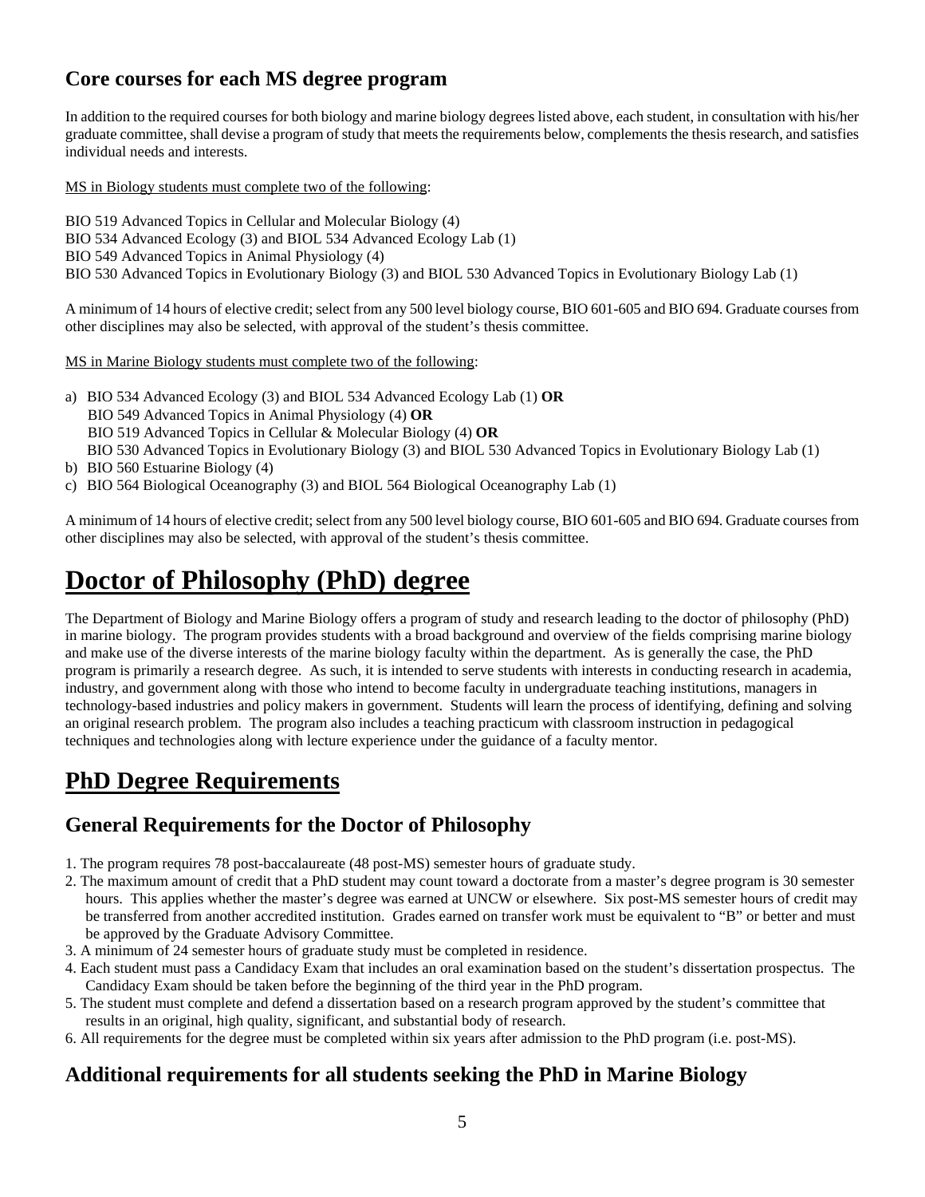## Core courses for each MS degree program

In addition to the required courses for both biology and marine biology degrees listed above, each student, in consultation with his/her graduate committee, shall devise a program of study that meets the requirements below, complements the thesis research, and satisfies individual needs and interests.

MS in Biology students must complete two of the following:

BIO 519 Advanced Topics in Cellular and Molecular Biology (4)
BIO 534 Advanced Ecology (3) and BIOL 534 Advanced Ecology Lab (1)
BIO 549 Advanced Topics in Animal Physiology (4)
BIO 530 Advanced Topics in Evolutionary Biology (3) and BIOL 530 Advanced Topics in Evolutionary Biology Lab (1)

A minimum of 14 hours of elective credit; select from any 500 level biology course, BIO 601-605 and BIO 694. Graduate courses from other disciplines may also be selected, with approval of the student's thesis committee.

MS in Marine Biology students must complete two of the following:

a) BIO 534 Advanced Ecology (3) and BIOL 534 Advanced Ecology Lab (1) **OR**
   BIO 549 Advanced Topics in Animal Physiology (4) **OR**
   BIO 519 Advanced Topics in Cellular & Molecular Biology (4) **OR**
   BIO 530 Advanced Topics in Evolutionary Biology (3) and BIOL 530 Advanced Topics in Evolutionary Biology Lab (1)
b) BIO 560 Estuarine Biology (4)
c) BIO 564 Biological Oceanography (3) and BIOL 564 Biological Oceanography Lab (1)

A minimum of 14 hours of elective credit; select from any 500 level biology course, BIO 601-605 and BIO 694. Graduate courses from other disciplines may also be selected, with approval of the student's thesis committee.

# Doctor of Philosophy (PhD) degree

The Department of Biology and Marine Biology offers a program of study and research leading to the doctor of philosophy (PhD) in marine biology. The program provides students with a broad background and overview of the fields comprising marine biology and make use of the diverse interests of the marine biology faculty within the department. As is generally the case, the PhD program is primarily a research degree. As such, it is intended to serve students with interests in conducting research in academia, industry, and government along with those who intend to become faculty in undergraduate teaching institutions, managers in technology-based industries and policy makers in government. Students will learn the process of identifying, defining and solving an original research problem. The program also includes a teaching practicum with classroom instruction in pedagogical techniques and technologies along with lecture experience under the guidance of a faculty mentor.

# PhD Degree Requirements

## General Requirements for the Doctor of Philosophy

1. The program requires 78 post-baccalaureate (48 post-MS) semester hours of graduate study.
2. The maximum amount of credit that a PhD student may count toward a doctorate from a master's degree program is 30 semester hours. This applies whether the master's degree was earned at UNCW or elsewhere. Six post-MS semester hours of credit may be transferred from another accredited institution. Grades earned on transfer work must be equivalent to "B" or better and must be approved by the Graduate Advisory Committee.
3. A minimum of 24 semester hours of graduate study must be completed in residence.
4. Each student must pass a Candidacy Exam that includes an oral examination based on the student's dissertation prospectus. The Candidacy Exam should be taken before the beginning of the third year in the PhD program.
5. The student must complete and defend a dissertation based on a research program approved by the student's committee that results in an original, high quality, significant, and substantial body of research.
6. All requirements for the degree must be completed within six years after admission to the PhD program (i.e. post-MS).

## Additional requirements for all students seeking the PhD in Marine Biology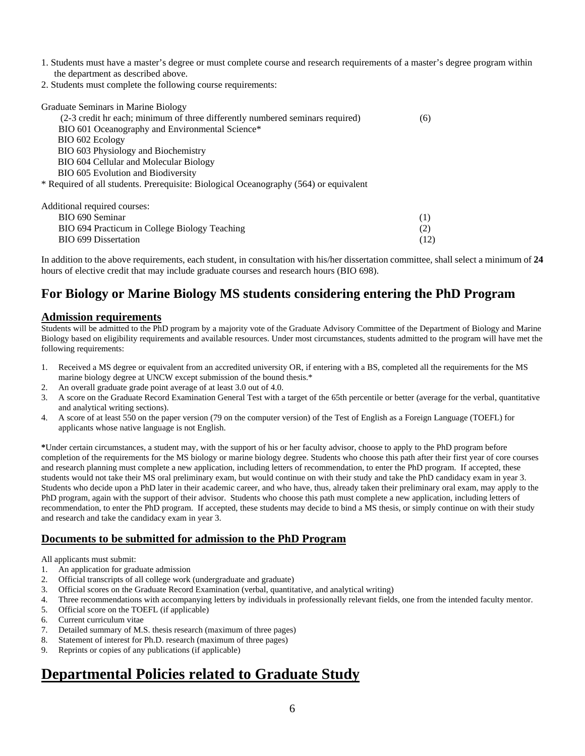1. Students must have a master's degree or must complete course and research requirements of a master's degree program within the department as described above.
2. Students must complete the following course requirements:

| Graduate Seminars in Marine Biology | |
|---|---|
| (2-3 credit hr each; minimum of three differently numbered seminars required) | (6) |
| BIO 601 Oceanography and Environmental Science* | |
| BIO 602 Ecology | |
| BIO 603 Physiology and Biochemistry | |
| BIO 604 Cellular and Molecular Biology | |
| BIO 605 Evolution and Biodiversity | |

* Required of all students. Prerequisite: Biological Oceanography (564) or equivalent

| Additional required courses: | |
|---|---|
| BIO 690 Seminar | (1) |
| BIO 694 Practicum in College Biology Teaching | (2) |
| BIO 699 Dissertation | (12) |

In addition to the above requirements, each student, in consultation with his/her dissertation committee, shall select a minimum of **24** hours of elective credit that may include graduate courses and research hours (BIO 698).

## For Biology or Marine Biology MS students considering entering the PhD Program

### Admission requirements

Students will be admitted to the PhD program by a majority vote of the Graduate Advisory Committee of the Department of Biology and Marine Biology based on eligibility requirements and available resources. Under most circumstances, students admitted to the program will have met the following requirements:

1. Received a MS degree or equivalent from an accredited university OR, if entering with a BS, completed all the requirements for the MS marine biology degree at UNCW except submission of the bound thesis.*
2. An overall graduate grade point average of at least 3.0 out of 4.0.
3. A score on the Graduate Record Examination General Test with a target of the 65th percentile or better (average for the verbal, quantitative and analytical writing sections).
4. A score of at least 550 on the paper version (79 on the computer version) of the Test of English as a Foreign Language (TOEFL) for applicants whose native language is not English.

**\***Under certain circumstances, a student may, with the support of his or her faculty advisor, choose to apply to the PhD program before completion of the requirements for the MS biology or marine biology degree. Students who choose this path after their first year of core courses and research planning must complete a new application, including letters of recommendation, to enter the PhD program. If accepted, these students would not take their MS oral preliminary exam, but would continue on with their study and take the PhD candidacy exam in year 3. Students who decide upon a PhD later in their academic career, and who have, thus, already taken their preliminary oral exam, may apply to the PhD program, again with the support of their advisor. Students who choose this path must complete a new application, including letters of recommendation, to enter the PhD program. If accepted, these students may decide to bind a MS thesis, or simply continue on with their study and research and take the candidacy exam in year 3.

### Documents to be submitted for admission to the PhD Program

All applicants must submit:

1. An application for graduate admission
2. Official transcripts of all college work (undergraduate and graduate)
3. Official scores on the Graduate Record Examination (verbal, quantitative, and analytical writing)
4. Three recommendations with accompanying letters by individuals in professionally relevant fields, one from the intended faculty mentor.
5. Official score on the TOEFL (if applicable)
6. Current curriculum vitae
7. Detailed summary of M.S. thesis research (maximum of three pages)
8. Statement of interest for Ph.D. research (maximum of three pages)
9. Reprints or copies of any publications (if applicable)

# Departmental Policies related to Graduate Study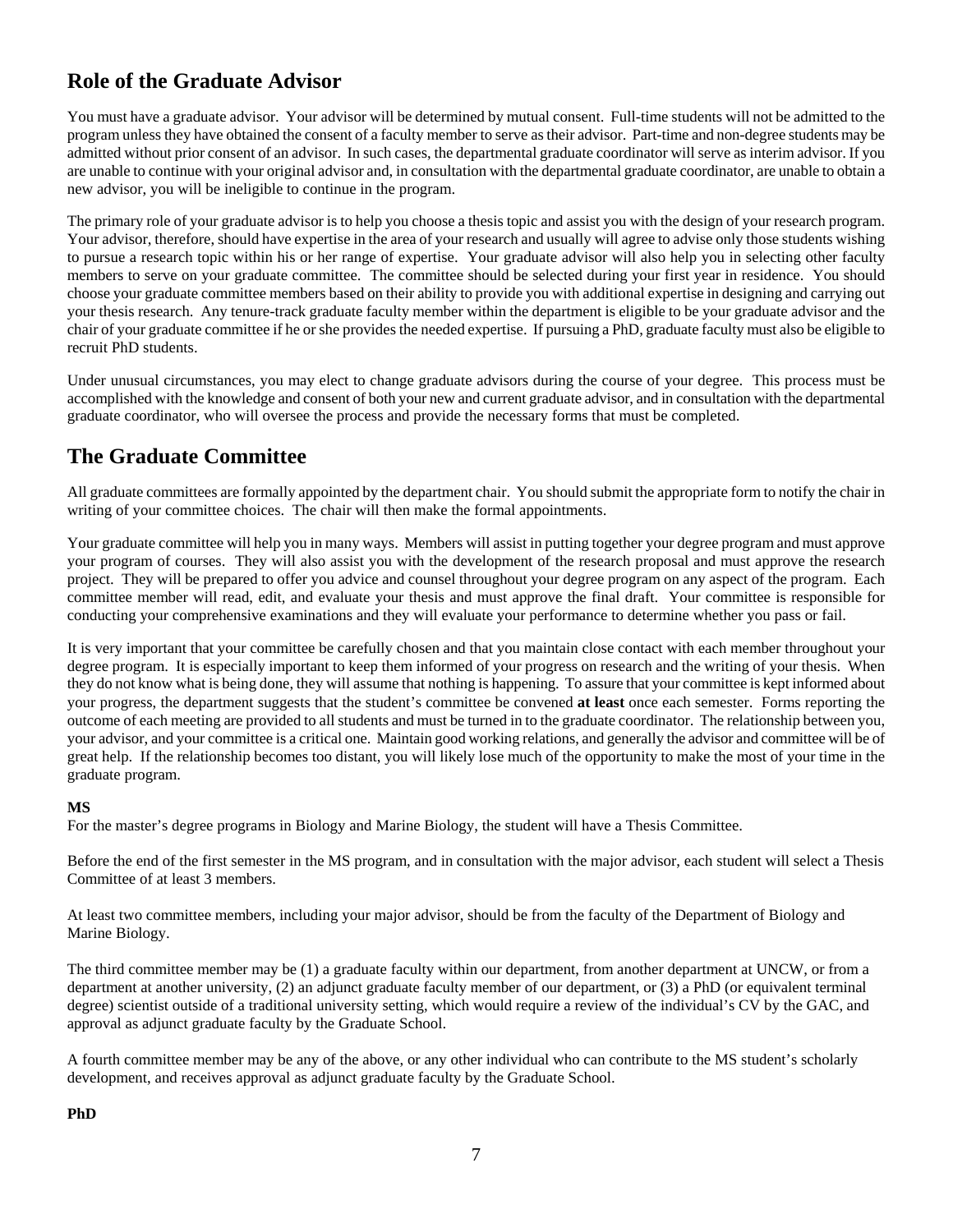## Role of the Graduate Advisor

You must have a graduate advisor. Your advisor will be determined by mutual consent. Full-time students will not be admitted to the program unless they have obtained the consent of a faculty member to serve as their advisor. Part-time and non-degree students may be admitted without prior consent of an advisor. In such cases, the departmental graduate coordinator will serve as interim advisor. If you are unable to continue with your original advisor and, in consultation with the departmental graduate coordinator, are unable to obtain a new advisor, you will be ineligible to continue in the program.

The primary role of your graduate advisor is to help you choose a thesis topic and assist you with the design of your research program. Your advisor, therefore, should have expertise in the area of your research and usually will agree to advise only those students wishing to pursue a research topic within his or her range of expertise. Your graduate advisor will also help you in selecting other faculty members to serve on your graduate committee. The committee should be selected during your first year in residence. You should choose your graduate committee members based on their ability to provide you with additional expertise in designing and carrying out your thesis research. Any tenure-track graduate faculty member within the department is eligible to be your graduate advisor and the chair of your graduate committee if he or she provides the needed expertise. If pursuing a PhD, graduate faculty must also be eligible to recruit PhD students.

Under unusual circumstances, you may elect to change graduate advisors during the course of your degree. This process must be accomplished with the knowledge and consent of both your new and current graduate advisor, and in consultation with the departmental graduate coordinator, who will oversee the process and provide the necessary forms that must be completed.

## The Graduate Committee

All graduate committees are formally appointed by the department chair. You should submit the appropriate form to notify the chair in writing of your committee choices. The chair will then make the formal appointments.

Your graduate committee will help you in many ways. Members will assist in putting together your degree program and must approve your program of courses. They will also assist you with the development of the research proposal and must approve the research project. They will be prepared to offer you advice and counsel throughout your degree program on any aspect of the program. Each committee member will read, edit, and evaluate your thesis and must approve the final draft. Your committee is responsible for conducting your comprehensive examinations and they will evaluate your performance to determine whether you pass or fail.

It is very important that your committee be carefully chosen and that you maintain close contact with each member throughout your degree program. It is especially important to keep them informed of your progress on research and the writing of your thesis. When they do not know what is being done, they will assume that nothing is happening. To assure that your committee is kept informed about your progress, the department suggests that the student's committee be convened **at least** once each semester. Forms reporting the outcome of each meeting are provided to all students and must be turned in to the graduate coordinator. The relationship between you, your advisor, and your committee is a critical one. Maintain good working relations, and generally the advisor and committee will be of great help. If the relationship becomes too distant, you will likely lose much of the opportunity to make the most of your time in the graduate program.

**MS**

For the master's degree programs in Biology and Marine Biology, the student will have a Thesis Committee.

Before the end of the first semester in the MS program, and in consultation with the major advisor, each student will select a Thesis Committee of at least 3 members.

At least two committee members, including your major advisor, should be from the faculty of the Department of Biology and Marine Biology.

The third committee member may be (1) a graduate faculty within our department, from another department at UNCW, or from a department at another university, (2) an adjunct graduate faculty member of our department, or (3) a PhD (or equivalent terminal degree) scientist outside of a traditional university setting, which would require a review of the individual's CV by the GAC, and approval as adjunct graduate faculty by the Graduate School.

A fourth committee member may be any of the above, or any other individual who can contribute to the MS student's scholarly development, and receives approval as adjunct graduate faculty by the Graduate School.

**PhD**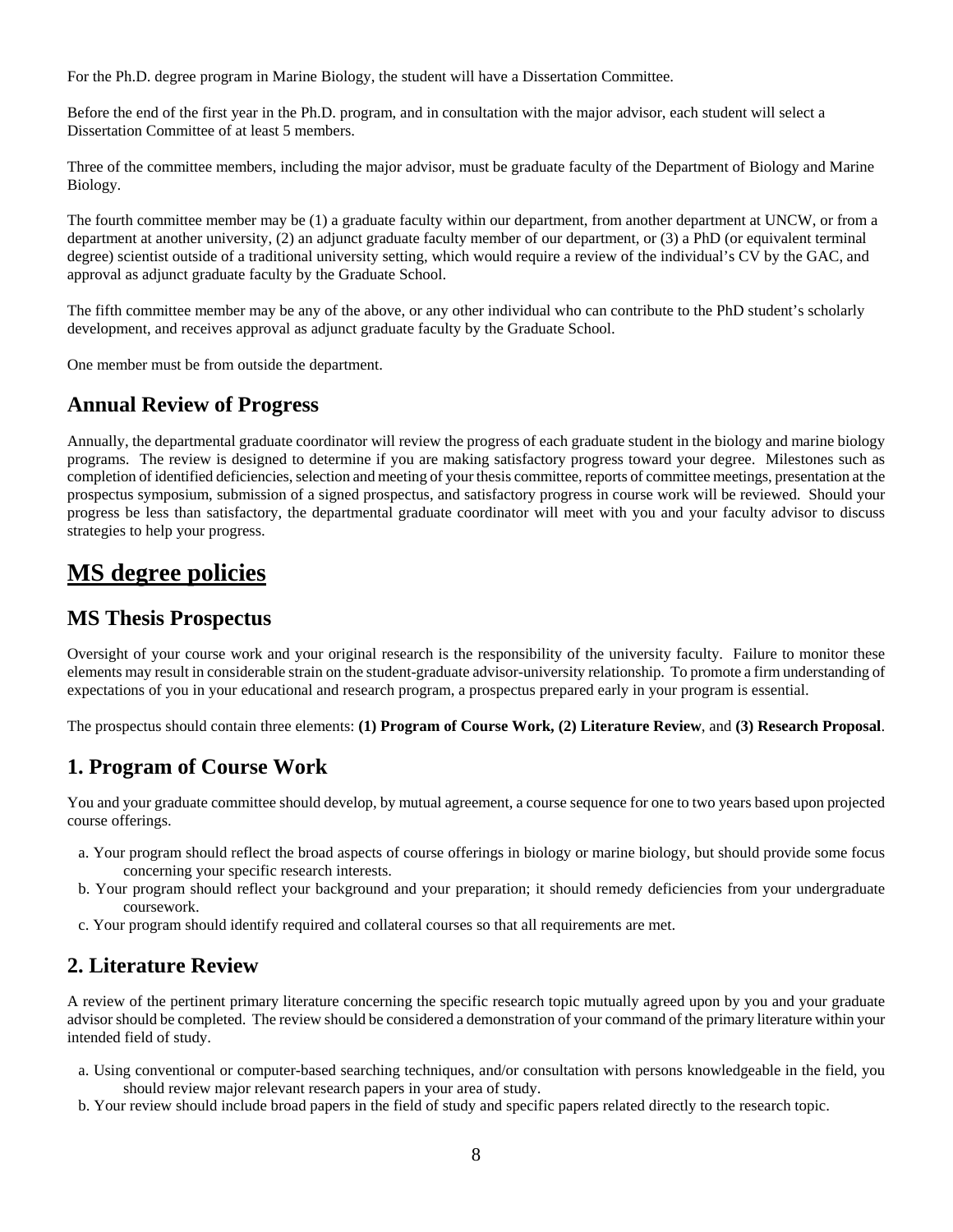For the Ph.D. degree program in Marine Biology, the student will have a Dissertation Committee.

Before the end of the first year in the Ph.D. program, and in consultation with the major advisor, each student will select a Dissertation Committee of at least 5 members.

Three of the committee members, including the major advisor, must be graduate faculty of the Department of Biology and Marine Biology.

The fourth committee member may be (1) a graduate faculty within our department, from another department at UNCW, or from a department at another university, (2) an adjunct graduate faculty member of our department, or (3) a PhD (or equivalent terminal degree) scientist outside of a traditional university setting, which would require a review of the individual's CV by the GAC, and approval as adjunct graduate faculty by the Graduate School.

The fifth committee member may be any of the above, or any other individual who can contribute to the PhD student's scholarly development, and receives approval as adjunct graduate faculty by the Graduate School.

One member must be from outside the department.

## Annual Review of Progress

Annually, the departmental graduate coordinator will review the progress of each graduate student in the biology and marine biology programs. The review is designed to determine if you are making satisfactory progress toward your degree. Milestones such as completion of identified deficiencies, selection and meeting of your thesis committee, reports of committee meetings, presentation at the prospectus symposium, submission of a signed prospectus, and satisfactory progress in course work will be reviewed. Should your progress be less than satisfactory, the departmental graduate coordinator will meet with you and your faculty advisor to discuss strategies to help your progress.

# MS degree policies

## MS Thesis Prospectus

Oversight of your course work and your original research is the responsibility of the university faculty. Failure to monitor these elements may result in considerable strain on the student-graduate advisor-university relationship. To promote a firm understanding of expectations of you in your educational and research program, a prospectus prepared early in your program is essential.

The prospectus should contain three elements: **(1) Program of Course Work, (2) Literature Review**, and **(3) Research Proposal**.

## 1. Program of Course Work

You and your graduate committee should develop, by mutual agreement, a course sequence for one to two years based upon projected course offerings.

a. Your program should reflect the broad aspects of course offerings in biology or marine biology, but should provide some focus concerning your specific research interests.
b. Your program should reflect your background and your preparation; it should remedy deficiencies from your undergraduate coursework.
c. Your program should identify required and collateral courses so that all requirements are met.

## 2. Literature Review

A review of the pertinent primary literature concerning the specific research topic mutually agreed upon by you and your graduate advisor should be completed. The review should be considered a demonstration of your command of the primary literature within your intended field of study.

a. Using conventional or computer-based searching techniques, and/or consultation with persons knowledgeable in the field, you should review major relevant research papers in your area of study.
b. Your review should include broad papers in the field of study and specific papers related directly to the research topic.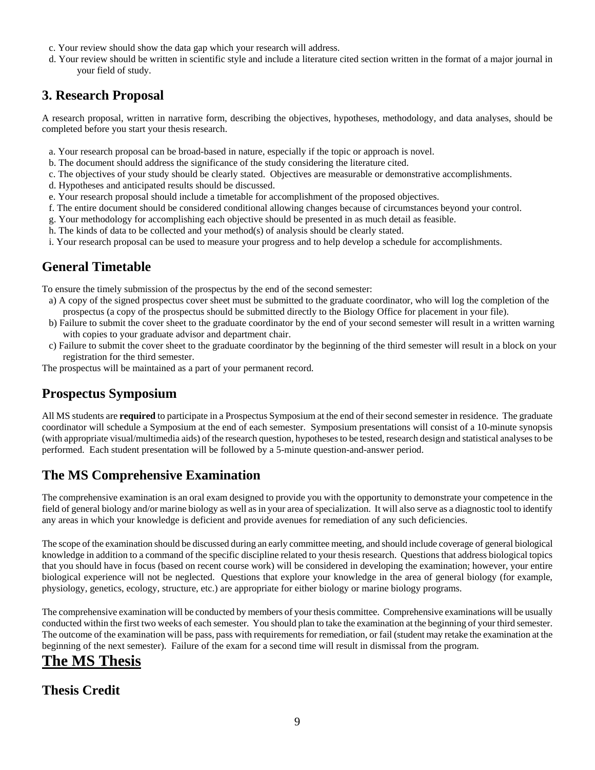c. Your review should show the data gap which your research will address.

d. Your review should be written in scientific style and include a literature cited section written in the format of a major journal in your field of study.

## 3. Research Proposal

A research proposal, written in narrative form, describing the objectives, hypotheses, methodology, and data analyses, should be completed before you start your thesis research.

a. Your research proposal can be broad-based in nature, especially if the topic or approach is novel.

b. The document should address the significance of the study considering the literature cited.

c. The objectives of your study should be clearly stated. Objectives are measurable or demonstrative accomplishments.

d. Hypotheses and anticipated results should be discussed.

e. Your research proposal should include a timetable for accomplishment of the proposed objectives.

f. The entire document should be considered conditional allowing changes because of circumstances beyond your control.

g. Your methodology for accomplishing each objective should be presented in as much detail as feasible.

h. The kinds of data to be collected and your method(s) of analysis should be clearly stated.

i. Your research proposal can be used to measure your progress and to help develop a schedule for accomplishments.

## General Timetable

To ensure the timely submission of the prospectus by the end of the second semester:

a) A copy of the signed prospectus cover sheet must be submitted to the graduate coordinator, who will log the completion of the prospectus (a copy of the prospectus should be submitted directly to the Biology Office for placement in your file).

b) Failure to submit the cover sheet to the graduate coordinator by the end of your second semester will result in a written warning with copies to your graduate advisor and department chair.

c) Failure to submit the cover sheet to the graduate coordinator by the beginning of the third semester will result in a block on your registration for the third semester.

The prospectus will be maintained as a part of your permanent record.

## Prospectus Symposium

All MS students are **required** to participate in a Prospectus Symposium at the end of their second semester in residence. The graduate coordinator will schedule a Symposium at the end of each semester. Symposium presentations will consist of a 10-minute synopsis (with appropriate visual/multimedia aids) of the research question, hypotheses to be tested, research design and statistical analyses to be performed. Each student presentation will be followed by a 5-minute question-and-answer period.

## The MS Comprehensive Examination

The comprehensive examination is an oral exam designed to provide you with the opportunity to demonstrate your competence in the field of general biology and/or marine biology as well as in your area of specialization. It will also serve as a diagnostic tool to identify any areas in which your knowledge is deficient and provide avenues for remediation of any such deficiencies.

The scope of the examination should be discussed during an early committee meeting, and should include coverage of general biological knowledge in addition to a command of the specific discipline related to your thesis research. Questions that address biological topics that you should have in focus (based on recent course work) will be considered in developing the examination; however, your entire biological experience will not be neglected. Questions that explore your knowledge in the area of general biology (for example, physiology, genetics, ecology, structure, etc.) are appropriate for either biology or marine biology programs.

The comprehensive examination will be conducted by members of your thesis committee. Comprehensive examinations will be usually conducted within the first two weeks of each semester. You should plan to take the examination at the beginning of your third semester. The outcome of the examination will be pass, pass with requirements for remediation, or fail (student may retake the examination at the beginning of the next semester). Failure of the exam for a second time will result in dismissal from the program.

# The MS Thesis

## Thesis Credit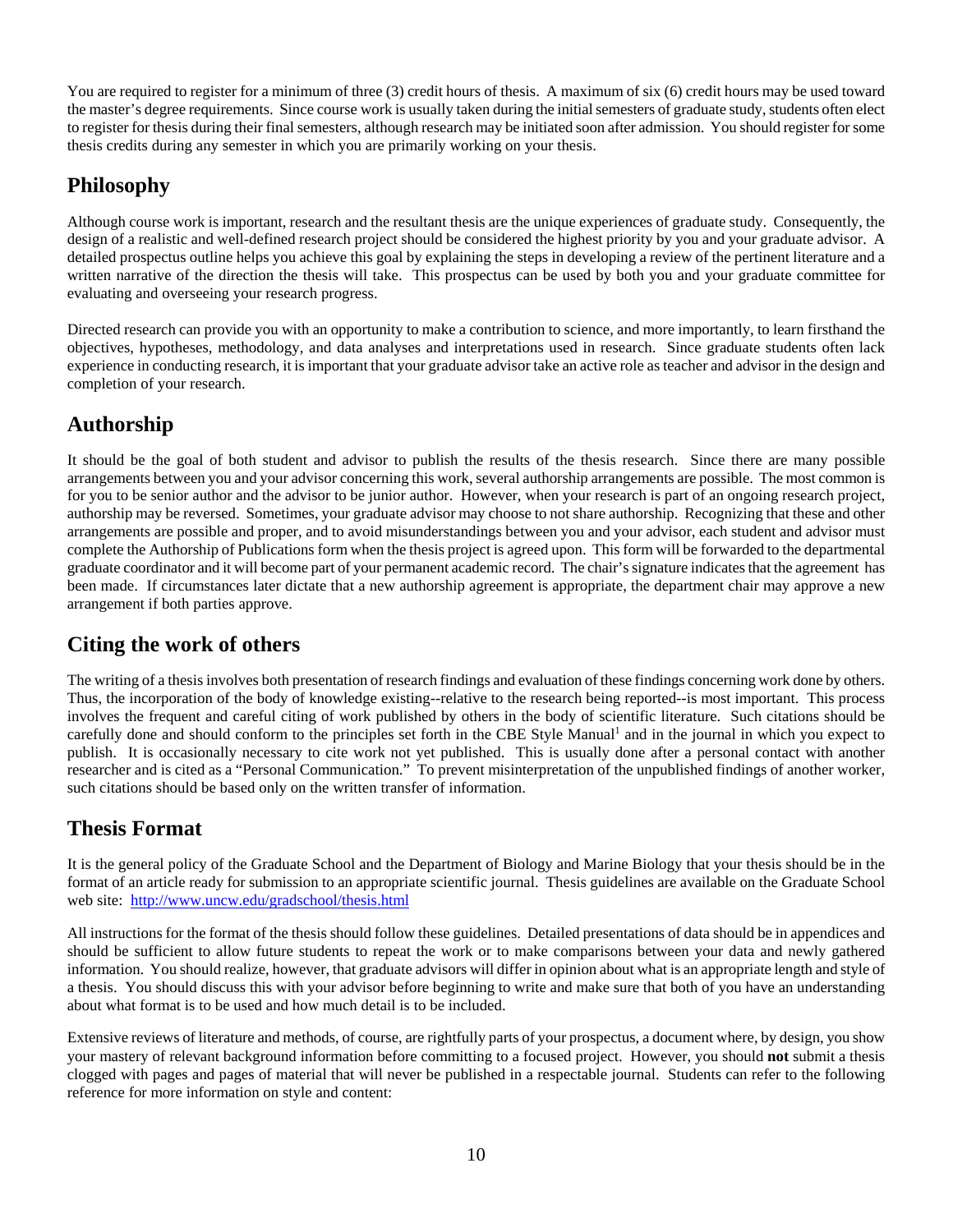You are required to register for a minimum of three (3) credit hours of thesis. A maximum of six (6) credit hours may be used toward the master's degree requirements. Since course work is usually taken during the initial semesters of graduate study, students often elect to register for thesis during their final semesters, although research may be initiated soon after admission. You should register for some thesis credits during any semester in which you are primarily working on your thesis.

## Philosophy

Although course work is important, research and the resultant thesis are the unique experiences of graduate study. Consequently, the design of a realistic and well-defined research project should be considered the highest priority by you and your graduate advisor. A detailed prospectus outline helps you achieve this goal by explaining the steps in developing a review of the pertinent literature and a written narrative of the direction the thesis will take. This prospectus can be used by both you and your graduate committee for evaluating and overseeing your research progress.

Directed research can provide you with an opportunity to make a contribution to science, and more importantly, to learn firsthand the objectives, hypotheses, methodology, and data analyses and interpretations used in research. Since graduate students often lack experience in conducting research, it is important that your graduate advisor take an active role as teacher and advisor in the design and completion of your research.

## Authorship

It should be the goal of both student and advisor to publish the results of the thesis research. Since there are many possible arrangements between you and your advisor concerning this work, several authorship arrangements are possible. The most common is for you to be senior author and the advisor to be junior author. However, when your research is part of an ongoing research project, authorship may be reversed. Sometimes, your graduate advisor may choose to not share authorship. Recognizing that these and other arrangements are possible and proper, and to avoid misunderstandings between you and your advisor, each student and advisor must complete the Authorship of Publications form when the thesis project is agreed upon. This form will be forwarded to the departmental graduate coordinator and it will become part of your permanent academic record. The chair's signature indicates that the agreement has been made. If circumstances later dictate that a new authorship agreement is appropriate, the department chair may approve a new arrangement if both parties approve.

## Citing the work of others

The writing of a thesis involves both presentation of research findings and evaluation of these findings concerning work done by others. Thus, the incorporation of the body of knowledge existing--relative to the research being reported--is most important. This process involves the frequent and careful citing of work published by others in the body of scientific literature. Such citations should be carefully done and should conform to the principles set forth in the CBE Style Manual[1] and in the journal in which you expect to publish. It is occasionally necessary to cite work not yet published. This is usually done after a personal contact with another researcher and is cited as a "Personal Communication." To prevent misinterpretation of the unpublished findings of another worker, such citations should be based only on the written transfer of information.

## Thesis Format

It is the general policy of the Graduate School and the Department of Biology and Marine Biology that your thesis should be in the format of an article ready for submission to an appropriate scientific journal. Thesis guidelines are available on the Graduate School web site: http://www.uncw.edu/gradschool/thesis.html

All instructions for the format of the thesis should follow these guidelines. Detailed presentations of data should be in appendices and should be sufficient to allow future students to repeat the work or to make comparisons between your data and newly gathered information. You should realize, however, that graduate advisors will differ in opinion about what is an appropriate length and style of a thesis. You should discuss this with your advisor before beginning to write and make sure that both of you have an understanding about what format is to be used and how much detail is to be included.

Extensive reviews of literature and methods, of course, are rightfully parts of your prospectus, a document where, by design, you show your mastery of relevant background information before committing to a focused project. However, you should **not** submit a thesis clogged with pages and pages of material that will never be published in a respectable journal. Students can refer to the following reference for more information on style and content: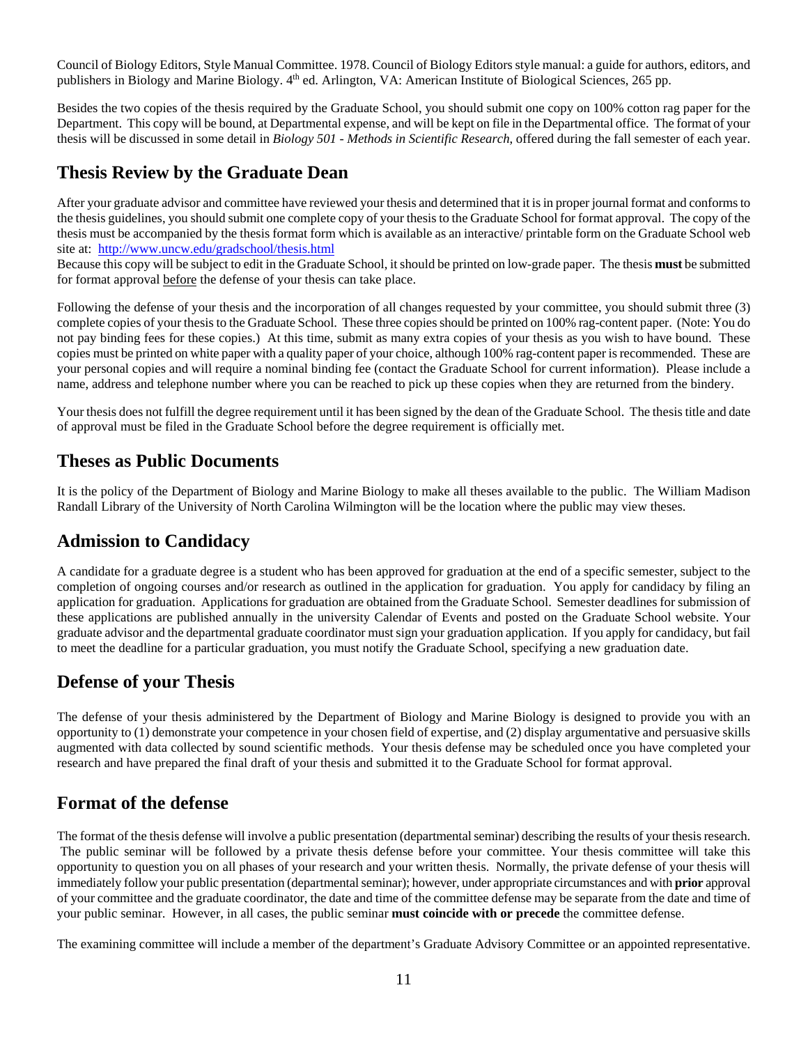Council of Biology Editors, Style Manual Committee. 1978. Council of Biology Editors style manual: a guide for authors, editors, and publishers in Biology and Marine Biology. 4th ed. Arlington, VA: American Institute of Biological Sciences, 265 pp.

Besides the two copies of the thesis required by the Graduate School, you should submit one copy on 100% cotton rag paper for the Department. This copy will be bound, at Departmental expense, and will be kept on file in the Departmental office. The format of your thesis will be discussed in some detail in *Biology 501 - Methods in Scientific Research*, offered during the fall semester of each year.

## Thesis Review by the Graduate Dean

After your graduate advisor and committee have reviewed your thesis and determined that it is in proper journal format and conforms to the thesis guidelines, you should submit one complete copy of your thesis to the Graduate School for format approval. The copy of the thesis must be accompanied by the thesis format form which is available as an interactive/ printable form on the Graduate School web site at: [http://www.uncw.edu/gradschool/thesis.html](http://www.uncw.edu/gradschool/thesis.html)
Because this copy will be subject to edit in the Graduate School, it should be printed on low-grade paper. The thesis **must** be submitted for format approval before the defense of your thesis can take place.

Following the defense of your thesis and the incorporation of all changes requested by your committee, you should submit three (3) complete copies of your thesis to the Graduate School. These three copies should be printed on 100% rag-content paper. (Note: You do not pay binding fees for these copies.) At this time, submit as many extra copies of your thesis as you wish to have bound. These copies must be printed on white paper with a quality paper of your choice, although 100% rag-content paper is recommended. These are your personal copies and will require a nominal binding fee (contact the Graduate School for current information). Please include a name, address and telephone number where you can be reached to pick up these copies when they are returned from the bindery.

Your thesis does not fulfill the degree requirement until it has been signed by the dean of the Graduate School. The thesis title and date of approval must be filed in the Graduate School before the degree requirement is officially met.

## Theses as Public Documents

It is the policy of the Department of Biology and Marine Biology to make all theses available to the public. The William Madison Randall Library of the University of North Carolina Wilmington will be the location where the public may view theses.

## Admission to Candidacy

A candidate for a graduate degree is a student who has been approved for graduation at the end of a specific semester, subject to the completion of ongoing courses and/or research as outlined in the application for graduation. You apply for candidacy by filing an application for graduation. Applications for graduation are obtained from the Graduate School. Semester deadlines for submission of these applications are published annually in the university Calendar of Events and posted on the Graduate School website. Your graduate advisor and the departmental graduate coordinator must sign your graduation application. If you apply for candidacy, but fail to meet the deadline for a particular graduation, you must notify the Graduate School, specifying a new graduation date.

## Defense of your Thesis

The defense of your thesis administered by the Department of Biology and Marine Biology is designed to provide you with an opportunity to (1) demonstrate your competence in your chosen field of expertise, and (2) display argumentative and persuasive skills augmented with data collected by sound scientific methods. Your thesis defense may be scheduled once you have completed your research and have prepared the final draft of your thesis and submitted it to the Graduate School for format approval.

## Format of the defense

The format of the thesis defense will involve a public presentation (departmental seminar) describing the results of your thesis research. The public seminar will be followed by a private thesis defense before your committee. Your thesis committee will take this opportunity to question you on all phases of your research and your written thesis. Normally, the private defense of your thesis will immediately follow your public presentation (departmental seminar); however, under appropriate circumstances and with **prior** approval of your committee and the graduate coordinator, the date and time of the committee defense may be separate from the date and time of your public seminar. However, in all cases, the public seminar **must coincide with or precede** the committee defense.

The examining committee will include a member of the department's Graduate Advisory Committee or an appointed representative.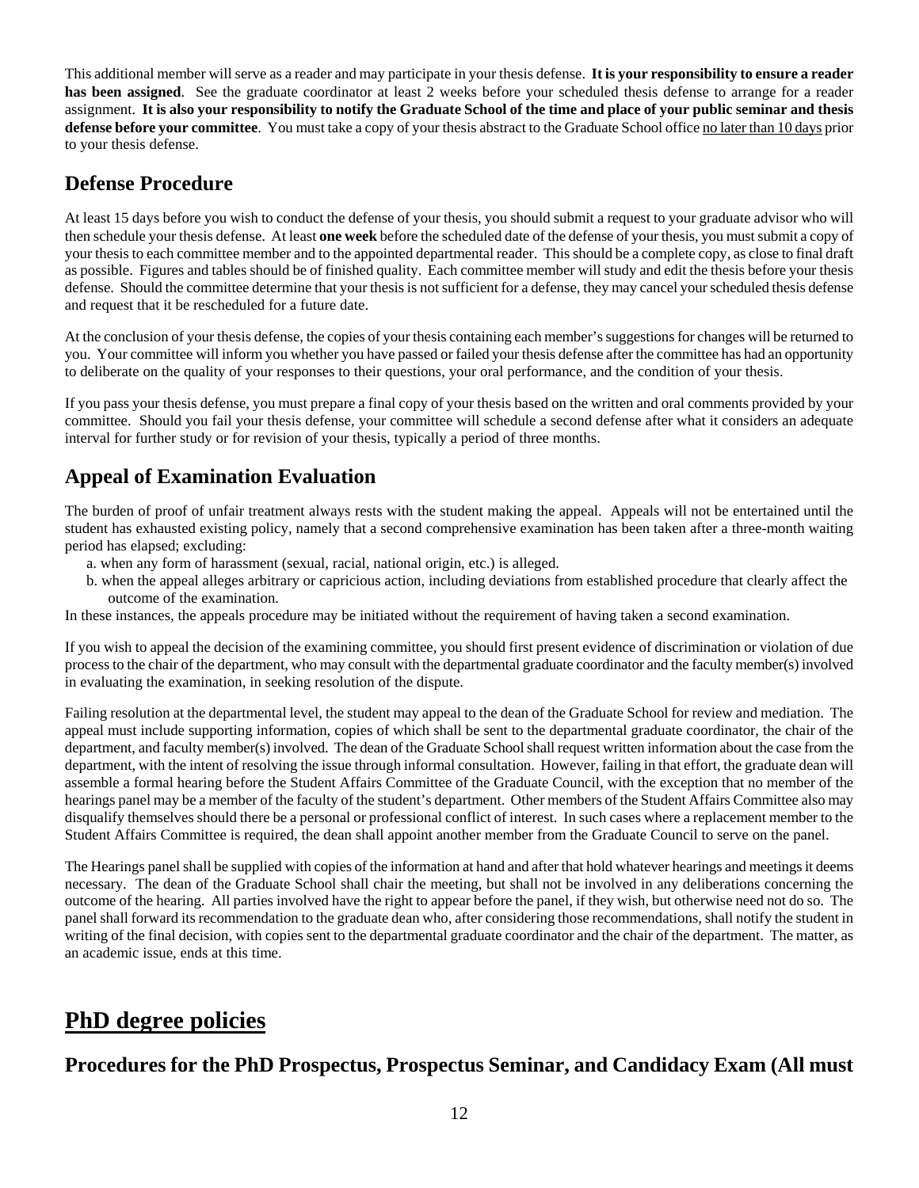This additional member will serve as a reader and may participate in your thesis defense. **It is your responsibility to ensure a reader has been assigned**. See the graduate coordinator at least 2 weeks before your scheduled thesis defense to arrange for a reader assignment. **It is also your responsibility to notify the Graduate School of the time and place of your public seminar and thesis defense before your committee**. You must take a copy of your thesis abstract to the Graduate School office no later than 10 days prior to your thesis defense.

## Defense Procedure

At least 15 days before you wish to conduct the defense of your thesis, you should submit a request to your graduate advisor who will then schedule your thesis defense. At least **one week** before the scheduled date of the defense of your thesis, you must submit a copy of your thesis to each committee member and to the appointed departmental reader. This should be a complete copy, as close to final draft as possible. Figures and tables should be of finished quality. Each committee member will study and edit the thesis before your thesis defense. Should the committee determine that your thesis is not sufficient for a defense, they may cancel your scheduled thesis defense and request that it be rescheduled for a future date.

At the conclusion of your thesis defense, the copies of your thesis containing each member's suggestions for changes will be returned to you. Your committee will inform you whether you have passed or failed your thesis defense after the committee has had an opportunity to deliberate on the quality of your responses to their questions, your oral performance, and the condition of your thesis.

If you pass your thesis defense, you must prepare a final copy of your thesis based on the written and oral comments provided by your committee. Should you fail your thesis defense, your committee will schedule a second defense after what it considers an adequate interval for further study or for revision of your thesis, typically a period of three months.

## Appeal of Examination Evaluation

The burden of proof of unfair treatment always rests with the student making the appeal. Appeals will not be entertained until the student has exhausted existing policy, namely that a second comprehensive examination has been taken after a three-month waiting period has elapsed; excluding:

a. when any form of harassment (sexual, racial, national origin, etc.) is alleged.
b. when the appeal alleges arbitrary or capricious action, including deviations from established procedure that clearly affect the outcome of the examination.

In these instances, the appeals procedure may be initiated without the requirement of having taken a second examination.

If you wish to appeal the decision of the examining committee, you should first present evidence of discrimination or violation of due process to the chair of the department, who may consult with the departmental graduate coordinator and the faculty member(s) involved in evaluating the examination, in seeking resolution of the dispute.

Failing resolution at the departmental level, the student may appeal to the dean of the Graduate School for review and mediation. The appeal must include supporting information, copies of which shall be sent to the departmental graduate coordinator, the chair of the department, and faculty member(s) involved. The dean of the Graduate School shall request written information about the case from the department, with the intent of resolving the issue through informal consultation. However, failing in that effort, the graduate dean will assemble a formal hearing before the Student Affairs Committee of the Graduate Council, with the exception that no member of the hearings panel may be a member of the faculty of the student's department. Other members of the Student Affairs Committee also may disqualify themselves should there be a personal or professional conflict of interest. In such cases where a replacement member to the Student Affairs Committee is required, the dean shall appoint another member from the Graduate Council to serve on the panel.

The Hearings panel shall be supplied with copies of the information at hand and after that hold whatever hearings and meetings it deems necessary. The dean of the Graduate School shall chair the meeting, but shall not be involved in any deliberations concerning the outcome of the hearing. All parties involved have the right to appear before the panel, if they wish, but otherwise need not do so. The panel shall forward its recommendation to the graduate dean who, after considering those recommendations, shall notify the student in writing of the final decision, with copies sent to the departmental graduate coordinator and the chair of the department. The matter, as an academic issue, ends at this time.

# PhD degree policies

## Procedures for the PhD Prospectus, Prospectus Seminar, and Candidacy Exam (All must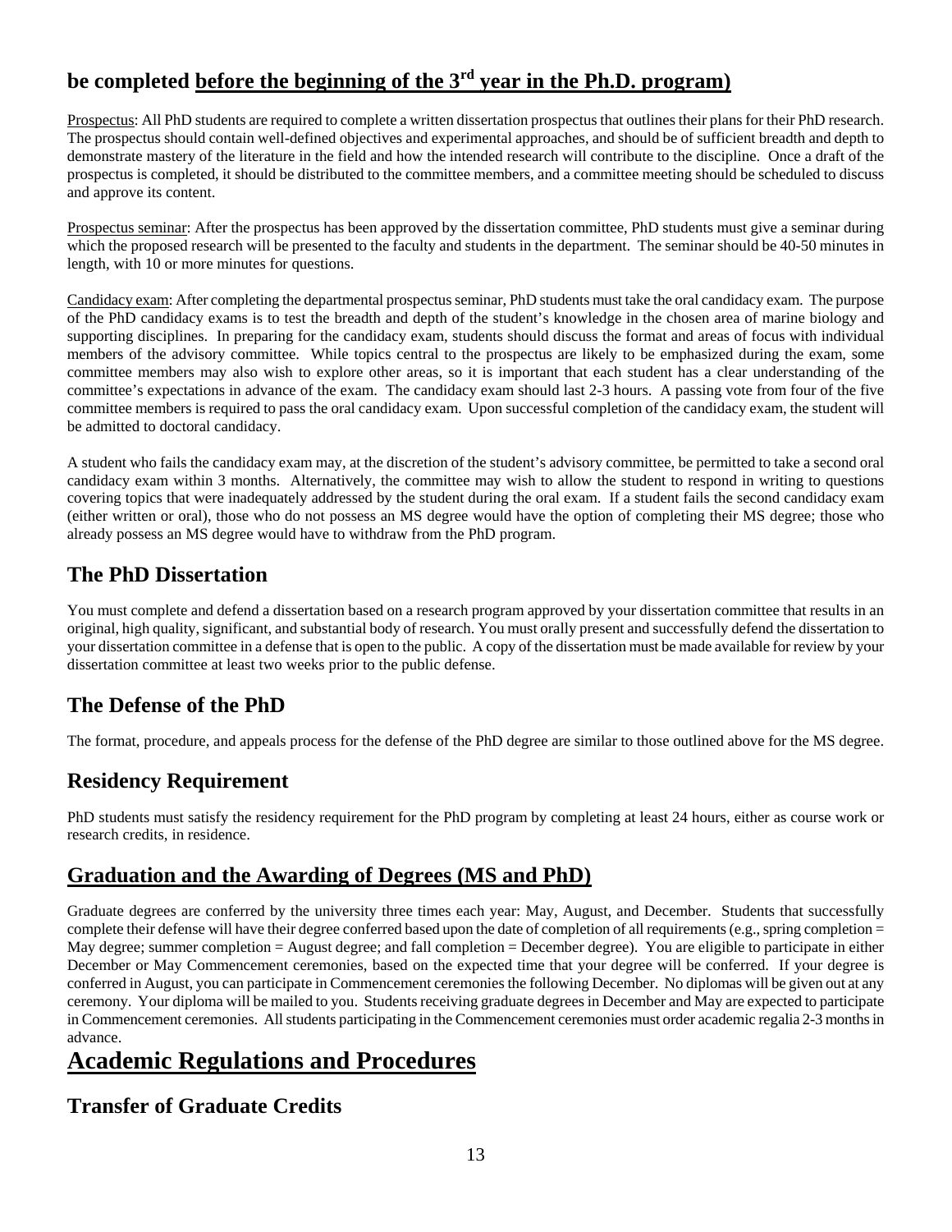## be completed before the beginning of the 3rd year in the Ph.D. program)

Prospectus: All PhD students are required to complete a written dissertation prospectus that outlines their plans for their PhD research. The prospectus should contain well-defined objectives and experimental approaches, and should be of sufficient breadth and depth to demonstrate mastery of the literature in the field and how the intended research will contribute to the discipline. Once a draft of the prospectus is completed, it should be distributed to the committee members, and a committee meeting should be scheduled to discuss and approve its content.

Prospectus seminar: After the prospectus has been approved by the dissertation committee, PhD students must give a seminar during which the proposed research will be presented to the faculty and students in the department. The seminar should be 40-50 minutes in length, with 10 or more minutes for questions.

Candidacy exam: After completing the departmental prospectus seminar, PhD students must take the oral candidacy exam. The purpose of the PhD candidacy exams is to test the breadth and depth of the student's knowledge in the chosen area of marine biology and supporting disciplines. In preparing for the candidacy exam, students should discuss the format and areas of focus with individual members of the advisory committee. While topics central to the prospectus are likely to be emphasized during the exam, some committee members may also wish to explore other areas, so it is important that each student has a clear understanding of the committee's expectations in advance of the exam. The candidacy exam should last 2-3 hours. A passing vote from four of the five committee members is required to pass the oral candidacy exam. Upon successful completion of the candidacy exam, the student will be admitted to doctoral candidacy.

A student who fails the candidacy exam may, at the discretion of the student's advisory committee, be permitted to take a second oral candidacy exam within 3 months. Alternatively, the committee may wish to allow the student to respond in writing to questions covering topics that were inadequately addressed by the student during the oral exam. If a student fails the second candidacy exam (either written or oral), those who do not possess an MS degree would have the option of completing their MS degree; those who already possess an MS degree would have to withdraw from the PhD program.

## The PhD Dissertation

You must complete and defend a dissertation based on a research program approved by your dissertation committee that results in an original, high quality, significant, and substantial body of research. You must orally present and successfully defend the dissertation to your dissertation committee in a defense that is open to the public. A copy of the dissertation must be made available for review by your dissertation committee at least two weeks prior to the public defense.

## The Defense of the PhD

The format, procedure, and appeals process for the defense of the PhD degree are similar to those outlined above for the MS degree.

## Residency Requirement

PhD students must satisfy the residency requirement for the PhD program by completing at least 24 hours, either as course work or research credits, in residence.

## Graduation and the Awarding of Degrees (MS and PhD)

Graduate degrees are conferred by the university three times each year: May, August, and December. Students that successfully complete their defense will have their degree conferred based upon the date of completion of all requirements (e.g., spring completion = May degree; summer completion = August degree; and fall completion = December degree). You are eligible to participate in either December or May Commencement ceremonies, based on the expected time that your degree will be conferred. If your degree is conferred in August, you can participate in Commencement ceremonies the following December. No diplomas will be given out at any ceremony. Your diploma will be mailed to you. Students receiving graduate degrees in December and May are expected to participate in Commencement ceremonies. All students participating in the Commencement ceremonies must order academic regalia 2-3 months in advance.

# Academic Regulations and Procedures

## Transfer of Graduate Credits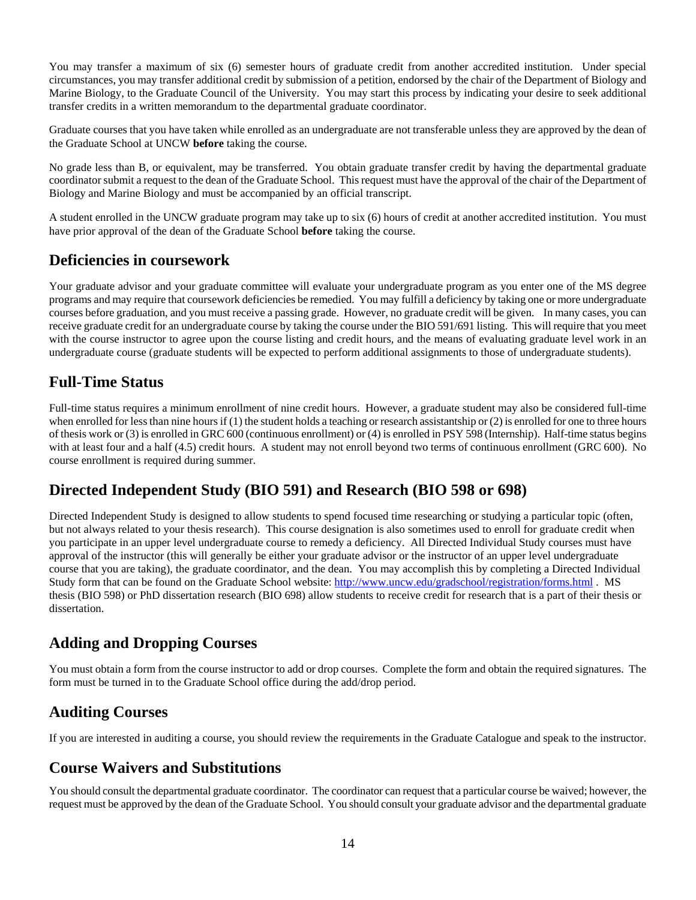You may transfer a maximum of six (6) semester hours of graduate credit from another accredited institution. Under special circumstances, you may transfer additional credit by submission of a petition, endorsed by the chair of the Department of Biology and Marine Biology, to the Graduate Council of the University. You may start this process by indicating your desire to seek additional transfer credits in a written memorandum to the departmental graduate coordinator.

Graduate courses that you have taken while enrolled as an undergraduate are not transferable unless they are approved by the dean of the Graduate School at UNCW **before** taking the course.

No grade less than B, or equivalent, may be transferred. You obtain graduate transfer credit by having the departmental graduate coordinator submit a request to the dean of the Graduate School. This request must have the approval of the chair of the Department of Biology and Marine Biology and must be accompanied by an official transcript.

A student enrolled in the UNCW graduate program may take up to six (6) hours of credit at another accredited institution. You must have prior approval of the dean of the Graduate School **before** taking the course.

## Deficiencies in coursework

Your graduate advisor and your graduate committee will evaluate your undergraduate program as you enter one of the MS degree programs and may require that coursework deficiencies be remedied. You may fulfill a deficiency by taking one or more undergraduate courses before graduation, and you must receive a passing grade. However, no graduate credit will be given. In many cases, you can receive graduate credit for an undergraduate course by taking the course under the BIO 591/691 listing. This will require that you meet with the course instructor to agree upon the course listing and credit hours, and the means of evaluating graduate level work in an undergraduate course (graduate students will be expected to perform additional assignments to those of undergraduate students).

## Full-Time Status

Full-time status requires a minimum enrollment of nine credit hours. However, a graduate student may also be considered full-time when enrolled for less than nine hours if (1) the student holds a teaching or research assistantship or (2) is enrolled for one to three hours of thesis work or (3) is enrolled in GRC 600 (continuous enrollment) or (4) is enrolled in PSY 598 (Internship). Half-time status begins with at least four and a half (4.5) credit hours. A student may not enroll beyond two terms of continuous enrollment (GRC 600). No course enrollment is required during summer.

## Directed Independent Study (BIO 591) and Research (BIO 598 or 698)

Directed Independent Study is designed to allow students to spend focused time researching or studying a particular topic (often, but not always related to your thesis research). This course designation is also sometimes used to enroll for graduate credit when you participate in an upper level undergraduate course to remedy a deficiency. All Directed Individual Study courses must have approval of the instructor (this will generally be either your graduate advisor or the instructor of an upper level undergraduate course that you are taking), the graduate coordinator, and the dean. You may accomplish this by completing a Directed Individual Study form that can be found on the Graduate School website: http://www.uncw.edu/gradschool/registration/forms.html . MS thesis (BIO 598) or PhD dissertation research (BIO 698) allow students to receive credit for research that is a part of their thesis or dissertation.

## Adding and Dropping Courses

You must obtain a form from the course instructor to add or drop courses. Complete the form and obtain the required signatures. The form must be turned in to the Graduate School office during the add/drop period.

## Auditing Courses

If you are interested in auditing a course, you should review the requirements in the Graduate Catalogue and speak to the instructor.

## Course Waivers and Substitutions

You should consult the departmental graduate coordinator. The coordinator can request that a particular course be waived; however, the request must be approved by the dean of the Graduate School. You should consult your graduate advisor and the departmental graduate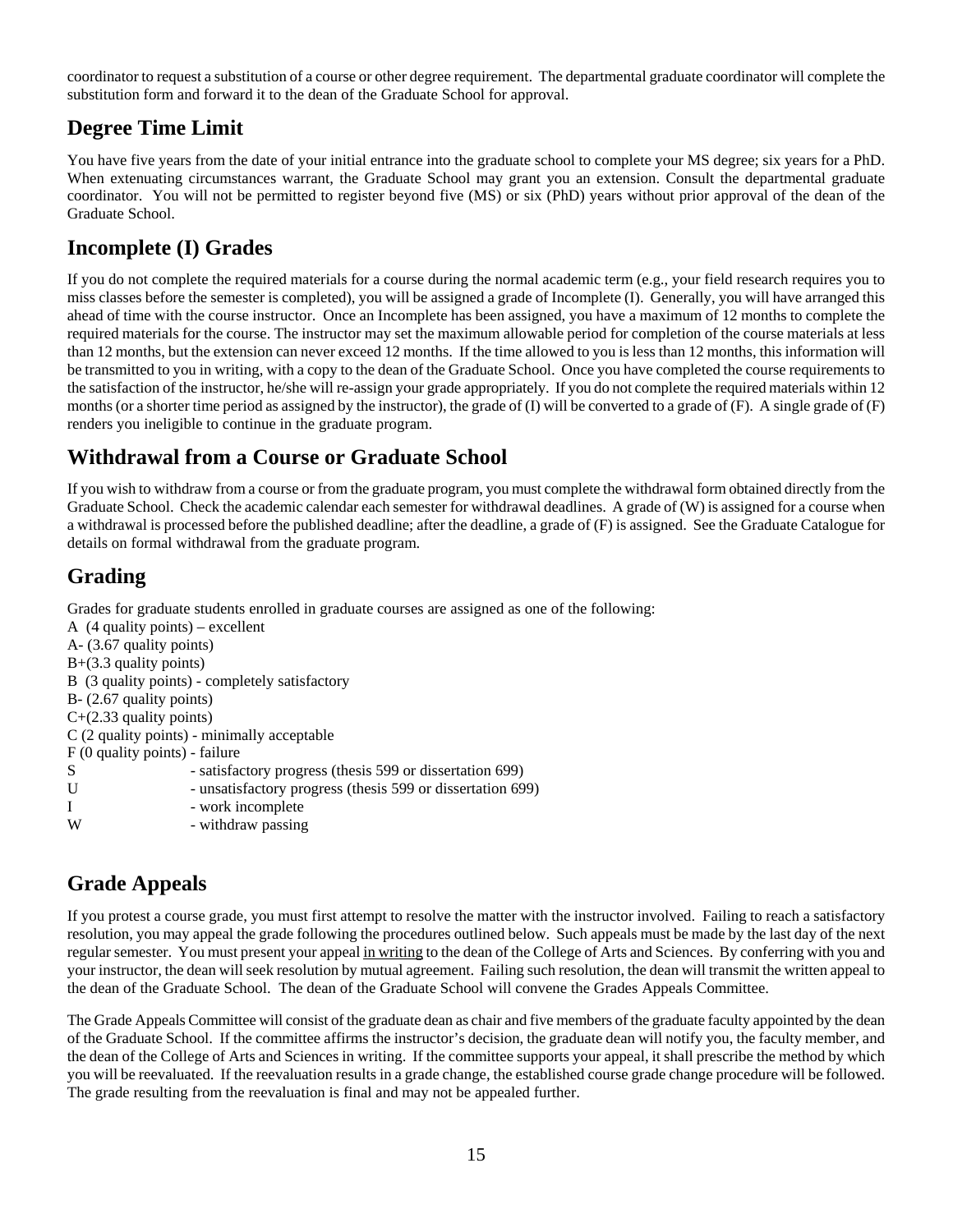coordinator to request a substitution of a course or other degree requirement. The departmental graduate coordinator will complete the substitution form and forward it to the dean of the Graduate School for approval.

## Degree Time Limit

You have five years from the date of your initial entrance into the graduate school to complete your MS degree; six years for a PhD. When extenuating circumstances warrant, the Graduate School may grant you an extension. Consult the departmental graduate coordinator. You will not be permitted to register beyond five (MS) or six (PhD) years without prior approval of the dean of the Graduate School.

## Incomplete (I) Grades

If you do not complete the required materials for a course during the normal academic term (e.g., your field research requires you to miss classes before the semester is completed), you will be assigned a grade of Incomplete (I). Generally, you will have arranged this ahead of time with the course instructor. Once an Incomplete has been assigned, you have a maximum of 12 months to complete the required materials for the course. The instructor may set the maximum allowable period for completion of the course materials at less than 12 months, but the extension can never exceed 12 months. If the time allowed to you is less than 12 months, this information will be transmitted to you in writing, with a copy to the dean of the Graduate School. Once you have completed the course requirements to the satisfaction of the instructor, he/she will re-assign your grade appropriately. If you do not complete the required materials within 12 months (or a shorter time period as assigned by the instructor), the grade of (I) will be converted to a grade of (F). A single grade of (F) renders you ineligible to continue in the graduate program.

## Withdrawal from a Course or Graduate School

If you wish to withdraw from a course or from the graduate program, you must complete the withdrawal form obtained directly from the Graduate School. Check the academic calendar each semester for withdrawal deadlines. A grade of (W) is assigned for a course when a withdrawal is processed before the published deadline; after the deadline, a grade of (F) is assigned. See the Graduate Catalogue for details on formal withdrawal from the graduate program.

## Grading

Grades for graduate students enrolled in graduate courses are assigned as one of the following:

A (4 quality points) – excellent
A- (3.67 quality points)
B+(3.3 quality points)
B (3 quality points) - completely satisfactory
B- (2.67 quality points)
C+(2.33 quality points)
C (2 quality points) - minimally acceptable
F (0 quality points) - failure
S - satisfactory progress (thesis 599 or dissertation 699)
U - unsatisfactory progress (thesis 599 or dissertation 699)
I - work incomplete
W - withdraw passing

## Grade Appeals

If you protest a course grade, you must first attempt to resolve the matter with the instructor involved. Failing to reach a satisfactory resolution, you may appeal the grade following the procedures outlined below. Such appeals must be made by the last day of the next regular semester. You must present your appeal in writing to the dean of the College of Arts and Sciences. By conferring with you and your instructor, the dean will seek resolution by mutual agreement. Failing such resolution, the dean will transmit the written appeal to the dean of the Graduate School. The dean of the Graduate School will convene the Grades Appeals Committee.

The Grade Appeals Committee will consist of the graduate dean as chair and five members of the graduate faculty appointed by the dean of the Graduate School. If the committee affirms the instructor's decision, the graduate dean will notify you, the faculty member, and the dean of the College of Arts and Sciences in writing. If the committee supports your appeal, it shall prescribe the method by which you will be reevaluated. If the reevaluation results in a grade change, the established course grade change procedure will be followed. The grade resulting from the reevaluation is final and may not be appealed further.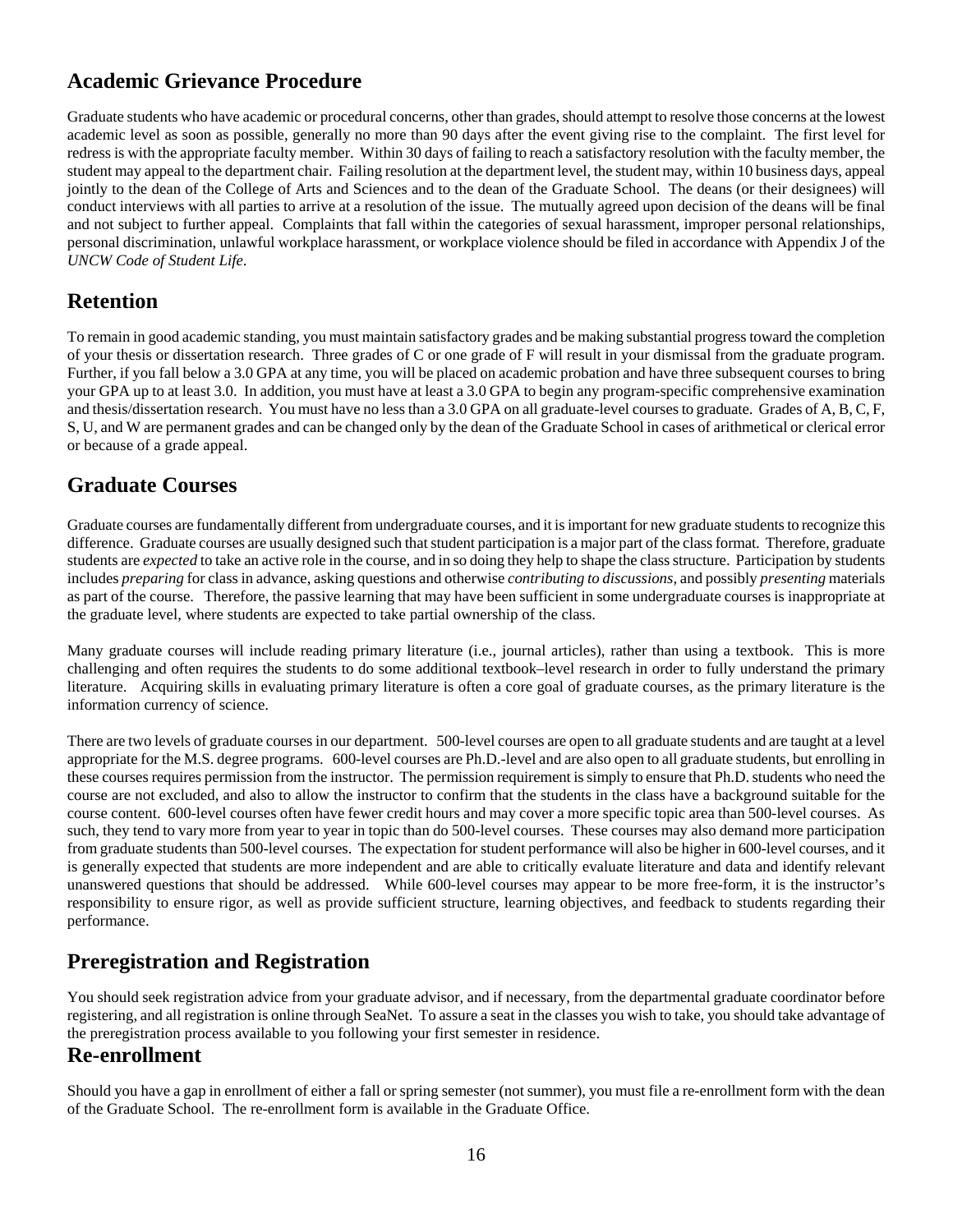## Academic Grievance Procedure

Graduate students who have academic or procedural concerns, other than grades, should attempt to resolve those concerns at the lowest academic level as soon as possible, generally no more than 90 days after the event giving rise to the complaint. The first level for redress is with the appropriate faculty member. Within 30 days of failing to reach a satisfactory resolution with the faculty member, the student may appeal to the department chair. Failing resolution at the department level, the student may, within 10 business days, appeal jointly to the dean of the College of Arts and Sciences and to the dean of the Graduate School. The deans (or their designees) will conduct interviews with all parties to arrive at a resolution of the issue. The mutually agreed upon decision of the deans will be final and not subject to further appeal. Complaints that fall within the categories of sexual harassment, improper personal relationships, personal discrimination, unlawful workplace harassment, or workplace violence should be filed in accordance with Appendix J of the *UNCW Code of Student Life*.

## Retention

To remain in good academic standing, you must maintain satisfactory grades and be making substantial progress toward the completion of your thesis or dissertation research. Three grades of C or one grade of F will result in your dismissal from the graduate program. Further, if you fall below a 3.0 GPA at any time, you will be placed on academic probation and have three subsequent courses to bring your GPA up to at least 3.0. In addition, you must have at least a 3.0 GPA to begin any program-specific comprehensive examination and thesis/dissertation research. You must have no less than a 3.0 GPA on all graduate-level courses to graduate. Grades of A, B, C, F, S, U, and W are permanent grades and can be changed only by the dean of the Graduate School in cases of arithmetical or clerical error or because of a grade appeal.

## Graduate Courses

Graduate courses are fundamentally different from undergraduate courses, and it is important for new graduate students to recognize this difference. Graduate courses are usually designed such that student participation is a major part of the class format. Therefore, graduate students are *expected* to take an active role in the course, and in so doing they help to shape the class structure. Participation by students includes *preparing* for class in advance, asking questions and otherwise *contributing to discussions*, and possibly *presenting* materials as part of the course. Therefore, the passive learning that may have been sufficient in some undergraduate courses is inappropriate at the graduate level, where students are expected to take partial ownership of the class.

Many graduate courses will include reading primary literature (i.e., journal articles), rather than using a textbook. This is more challenging and often requires the students to do some additional textbook–level research in order to fully understand the primary literature. Acquiring skills in evaluating primary literature is often a core goal of graduate courses, as the primary literature is the information currency of science.

There are two levels of graduate courses in our department. 500-level courses are open to all graduate students and are taught at a level appropriate for the M.S. degree programs. 600-level courses are Ph.D.-level and are also open to all graduate students, but enrolling in these courses requires permission from the instructor. The permission requirement is simply to ensure that Ph.D. students who need the course are not excluded, and also to allow the instructor to confirm that the students in the class have a background suitable for the course content. 600-level courses often have fewer credit hours and may cover a more specific topic area than 500-level courses. As such, they tend to vary more from year to year in topic than do 500-level courses. These courses may also demand more participation from graduate students than 500-level courses. The expectation for student performance will also be higher in 600-level courses, and it is generally expected that students are more independent and are able to critically evaluate literature and data and identify relevant unanswered questions that should be addressed. While 600-level courses may appear to be more free-form, it is the instructor's responsibility to ensure rigor, as well as provide sufficient structure, learning objectives, and feedback to students regarding their performance.

## Preregistration and Registration

You should seek registration advice from your graduate advisor, and if necessary, from the departmental graduate coordinator before registering, and all registration is online through SeaNet. To assure a seat in the classes you wish to take, you should take advantage of the preregistration process available to you following your first semester in residence.

## Re-enrollment

Should you have a gap in enrollment of either a fall or spring semester (not summer), you must file a re-enrollment form with the dean of the Graduate School. The re-enrollment form is available in the Graduate Office.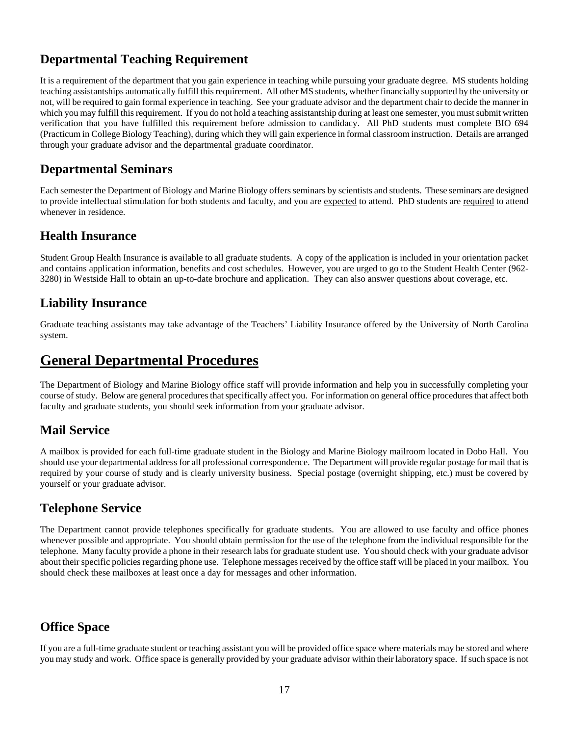## Departmental Teaching Requirement

It is a requirement of the department that you gain experience in teaching while pursuing your graduate degree. MS students holding teaching assistantships automatically fulfill this requirement. All other MS students, whether financially supported by the university or not, will be required to gain formal experience in teaching. See your graduate advisor and the department chair to decide the manner in which you may fulfill this requirement. If you do not hold a teaching assistantship during at least one semester, you must submit written verification that you have fulfilled this requirement before admission to candidacy. All PhD students must complete BIO 694 (Practicum in College Biology Teaching), during which they will gain experience in formal classroom instruction. Details are arranged through your graduate advisor and the departmental graduate coordinator.

## Departmental Seminars

Each semester the Department of Biology and Marine Biology offers seminars by scientists and students. These seminars are designed to provide intellectual stimulation for both students and faculty, and you are expected to attend. PhD students are required to attend whenever in residence.

## Health Insurance

Student Group Health Insurance is available to all graduate students. A copy of the application is included in your orientation packet and contains application information, benefits and cost schedules. However, you are urged to go to the Student Health Center (962-3280) in Westside Hall to obtain an up-to-date brochure and application. They can also answer questions about coverage, etc.

## Liability Insurance

Graduate teaching assistants may take advantage of the Teachers' Liability Insurance offered by the University of North Carolina system.

# General Departmental Procedures

The Department of Biology and Marine Biology office staff will provide information and help you in successfully completing your course of study. Below are general procedures that specifically affect you. For information on general office procedures that affect both faculty and graduate students, you should seek information from your graduate advisor.

## Mail Service

A mailbox is provided for each full-time graduate student in the Biology and Marine Biology mailroom located in Dobo Hall. You should use your departmental address for all professional correspondence. The Department will provide regular postage for mail that is required by your course of study and is clearly university business. Special postage (overnight shipping, etc.) must be covered by yourself or your graduate advisor.

## Telephone Service

The Department cannot provide telephones specifically for graduate students. You are allowed to use faculty and office phones whenever possible and appropriate. You should obtain permission for the use of the telephone from the individual responsible for the telephone. Many faculty provide a phone in their research labs for graduate student use. You should check with your graduate advisor about their specific policies regarding phone use. Telephone messages received by the office staff will be placed in your mailbox. You should check these mailboxes at least once a day for messages and other information.

## Office Space

If you are a full-time graduate student or teaching assistant you will be provided office space where materials may be stored and where you may study and work. Office space is generally provided by your graduate advisor within their laboratory space. If such space is not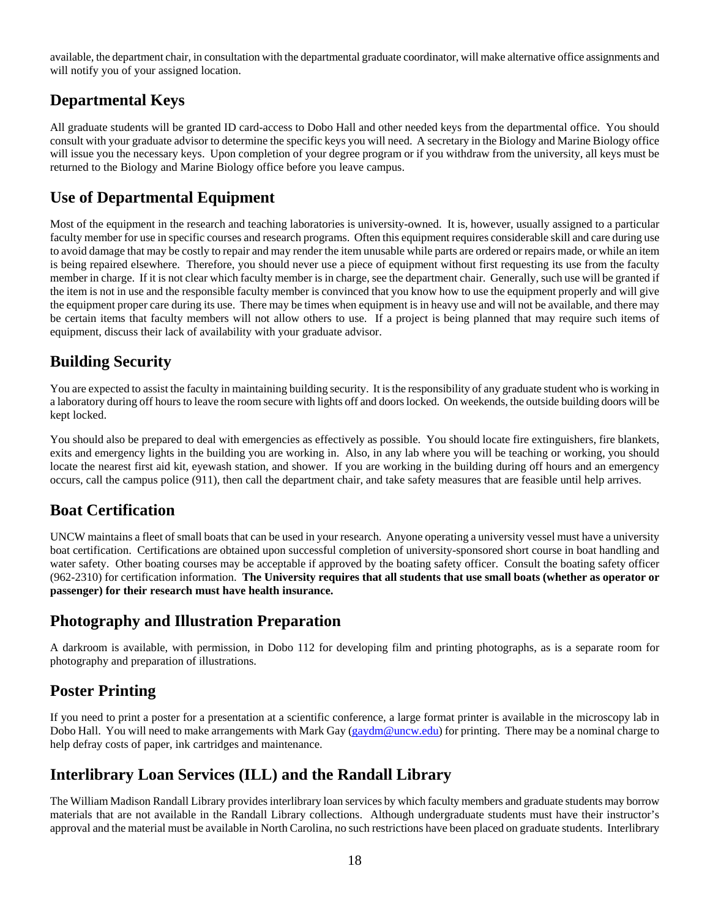available, the department chair, in consultation with the departmental graduate coordinator, will make alternative office assignments and will notify you of your assigned location.

## Departmental Keys

All graduate students will be granted ID card-access to Dobo Hall and other needed keys from the departmental office. You should consult with your graduate advisor to determine the specific keys you will need. A secretary in the Biology and Marine Biology office will issue you the necessary keys. Upon completion of your degree program or if you withdraw from the university, all keys must be returned to the Biology and Marine Biology office before you leave campus.

## Use of Departmental Equipment

Most of the equipment in the research and teaching laboratories is university-owned. It is, however, usually assigned to a particular faculty member for use in specific courses and research programs. Often this equipment requires considerable skill and care during use to avoid damage that may be costly to repair and may render the item unusable while parts are ordered or repairs made, or while an item is being repaired elsewhere. Therefore, you should never use a piece of equipment without first requesting its use from the faculty member in charge. If it is not clear which faculty member is in charge, see the department chair. Generally, such use will be granted if the item is not in use and the responsible faculty member is convinced that you know how to use the equipment properly and will give the equipment proper care during its use. There may be times when equipment is in heavy use and will not be available, and there may be certain items that faculty members will not allow others to use. If a project is being planned that may require such items of equipment, discuss their lack of availability with your graduate advisor.

## Building Security

You are expected to assist the faculty in maintaining building security. It is the responsibility of any graduate student who is working in a laboratory during off hours to leave the room secure with lights off and doors locked. On weekends, the outside building doors will be kept locked.

You should also be prepared to deal with emergencies as effectively as possible. You should locate fire extinguishers, fire blankets, exits and emergency lights in the building you are working in. Also, in any lab where you will be teaching or working, you should locate the nearest first aid kit, eyewash station, and shower. If you are working in the building during off hours and an emergency occurs, call the campus police (911), then call the department chair, and take safety measures that are feasible until help arrives.

## Boat Certification

UNCW maintains a fleet of small boats that can be used in your research. Anyone operating a university vessel must have a university boat certification. Certifications are obtained upon successful completion of university-sponsored short course in boat handling and water safety. Other boating courses may be acceptable if approved by the boating safety officer. Consult the boating safety officer (962-2310) for certification information. **The University requires that all students that use small boats (whether as operator or passenger) for their research must have health insurance.**

## Photography and Illustration Preparation

A darkroom is available, with permission, in Dobo 112 for developing film and printing photographs, as is a separate room for photography and preparation of illustrations.

## Poster Printing

If you need to print a poster for a presentation at a scientific conference, a large format printer is available in the microscopy lab in Dobo Hall. You will need to make arrangements with Mark Gay (gaydm@uncw.edu) for printing. There may be a nominal charge to help defray costs of paper, ink cartridges and maintenance.

## Interlibrary Loan Services (ILL) and the Randall Library

The William Madison Randall Library provides interlibrary loan services by which faculty members and graduate students may borrow materials that are not available in the Randall Library collections. Although undergraduate students must have their instructor's approval and the material must be available in North Carolina, no such restrictions have been placed on graduate students. Interlibrary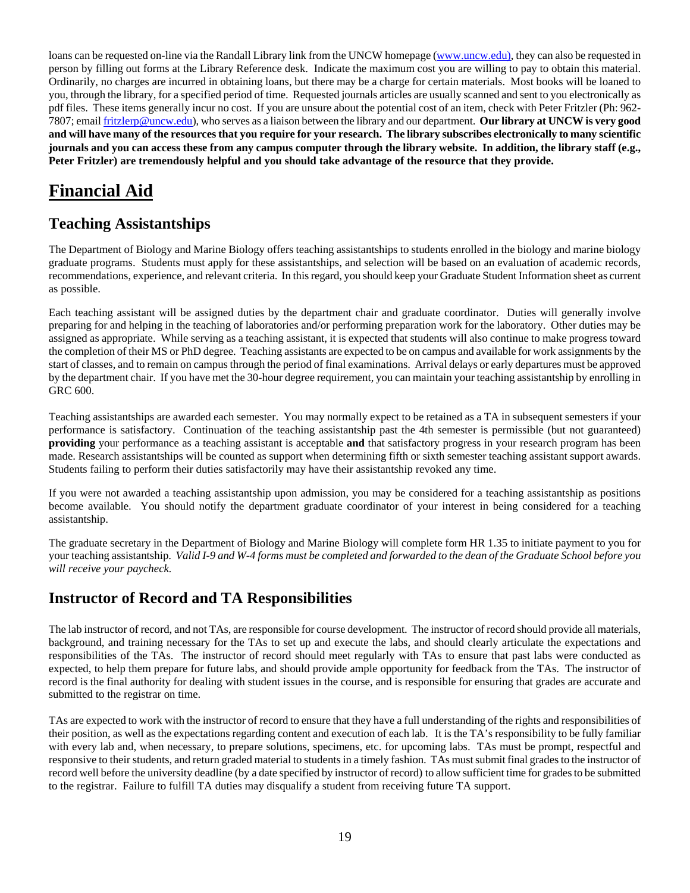loans can be requested on-line via the Randall Library link from the UNCW homepage (www.uncw.edu), they can also be requested in person by filling out forms at the Library Reference desk. Indicate the maximum cost you are willing to pay to obtain this material. Ordinarily, no charges are incurred in obtaining loans, but there may be a charge for certain materials. Most books will be loaned to you, through the library, for a specified period of time. Requested journals articles are usually scanned and sent to you electronically as pdf files. These items generally incur no cost. If you are unsure about the potential cost of an item, check with Peter Fritzler (Ph: 962-7807; email fritzlerp@uncw.edu), who serves as a liaison between the library and our department. **Our library at UNCW is very good and will have many of the resources that you require for your research. The library subscribes electronically to many scientific journals and you can access these from any campus computer through the library website. In addition, the library staff (e.g., Peter Fritzler) are tremendously helpful and you should take advantage of the resource that they provide.**

# Financial Aid

## Teaching Assistantships

The Department of Biology and Marine Biology offers teaching assistantships to students enrolled in the biology and marine biology graduate programs. Students must apply for these assistantships, and selection will be based on an evaluation of academic records, recommendations, experience, and relevant criteria. In this regard, you should keep your Graduate Student Information sheet as current as possible.

Each teaching assistant will be assigned duties by the department chair and graduate coordinator. Duties will generally involve preparing for and helping in the teaching of laboratories and/or performing preparation work for the laboratory. Other duties may be assigned as appropriate. While serving as a teaching assistant, it is expected that students will also continue to make progress toward the completion of their MS or PhD degree. Teaching assistants are expected to be on campus and available for work assignments by the start of classes, and to remain on campus through the period of final examinations. Arrival delays or early departures must be approved by the department chair. If you have met the 30-hour degree requirement, you can maintain your teaching assistantship by enrolling in GRC 600.

Teaching assistantships are awarded each semester. You may normally expect to be retained as a TA in subsequent semesters if your performance is satisfactory. Continuation of the teaching assistantship past the 4th semester is permissible (but not guaranteed) **providing** your performance as a teaching assistant is acceptable **and** that satisfactory progress in your research program has been made. Research assistantships will be counted as support when determining fifth or sixth semester teaching assistant support awards. Students failing to perform their duties satisfactorily may have their assistantship revoked any time.

If you were not awarded a teaching assistantship upon admission, you may be considered for a teaching assistantship as positions become available. You should notify the department graduate coordinator of your interest in being considered for a teaching assistantship.

The graduate secretary in the Department of Biology and Marine Biology will complete form HR 1.35 to initiate payment to you for your teaching assistantship. *Valid I-9 and W-4 forms must be completed and forwarded to the dean of the Graduate School before you will receive your paycheck.*

## Instructor of Record and TA Responsibilities

The lab instructor of record, and not TAs, are responsible for course development. The instructor of record should provide all materials, background, and training necessary for the TAs to set up and execute the labs, and should clearly articulate the expectations and responsibilities of the TAs. The instructor of record should meet regularly with TAs to ensure that past labs were conducted as expected, to help them prepare for future labs, and should provide ample opportunity for feedback from the TAs. The instructor of record is the final authority for dealing with student issues in the course, and is responsible for ensuring that grades are accurate and submitted to the registrar on time.

TAs are expected to work with the instructor of record to ensure that they have a full understanding of the rights and responsibilities of their position, as well as the expectations regarding content and execution of each lab. It is the TA's responsibility to be fully familiar with every lab and, when necessary, to prepare solutions, specimens, etc. for upcoming labs. TAs must be prompt, respectful and responsive to their students, and return graded material to students in a timely fashion. TAs must submit final grades to the instructor of record well before the university deadline (by a date specified by instructor of record) to allow sufficient time for grades to be submitted to the registrar. Failure to fulfill TA duties may disqualify a student from receiving future TA support.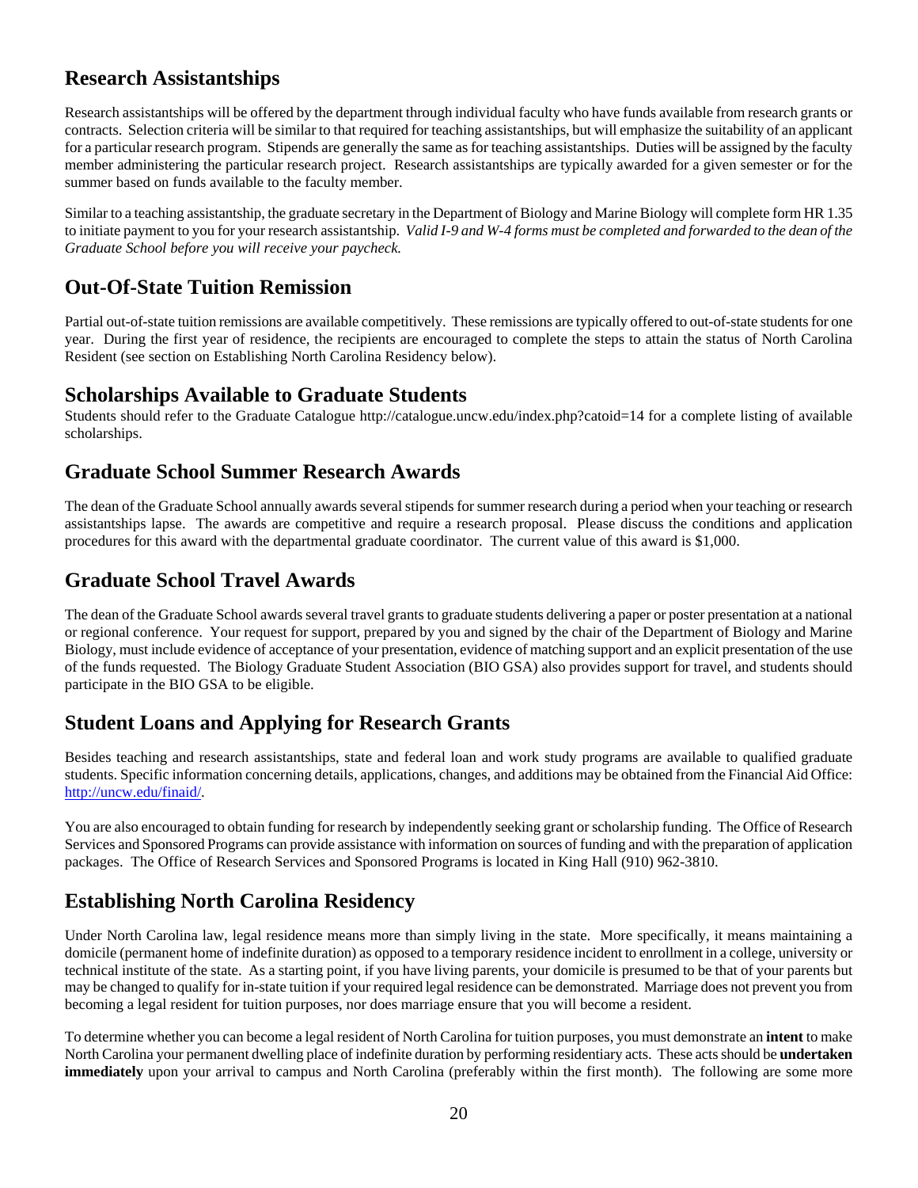## Research Assistantships

Research assistantships will be offered by the department through individual faculty who have funds available from research grants or contracts. Selection criteria will be similar to that required for teaching assistantships, but will emphasize the suitability of an applicant for a particular research program. Stipends are generally the same as for teaching assistantships. Duties will be assigned by the faculty member administering the particular research project. Research assistantships are typically awarded for a given semester or for the summer based on funds available to the faculty member.

Similar to a teaching assistantship, the graduate secretary in the Department of Biology and Marine Biology will complete form HR 1.35 to initiate payment to you for your research assistantship. *Valid I-9 and W-4 forms must be completed and forwarded to the dean of the Graduate School before you will receive your paycheck.*

## Out-Of-State Tuition Remission

Partial out-of-state tuition remissions are available competitively. These remissions are typically offered to out-of-state students for one year. During the first year of residence, the recipients are encouraged to complete the steps to attain the status of North Carolina Resident (see section on Establishing North Carolina Residency below).

## Scholarships Available to Graduate Students

Students should refer to the Graduate Catalogue http://catalogue.uncw.edu/index.php?catoid=14 for a complete listing of available scholarships.

## Graduate School Summer Research Awards

The dean of the Graduate School annually awards several stipends for summer research during a period when your teaching or research assistantships lapse. The awards are competitive and require a research proposal. Please discuss the conditions and application procedures for this award with the departmental graduate coordinator. The current value of this award is $1,000.

## Graduate School Travel Awards

The dean of the Graduate School awards several travel grants to graduate students delivering a paper or poster presentation at a national or regional conference. Your request for support, prepared by you and signed by the chair of the Department of Biology and Marine Biology, must include evidence of acceptance of your presentation, evidence of matching support and an explicit presentation of the use of the funds requested. The Biology Graduate Student Association (BIO GSA) also provides support for travel, and students should participate in the BIO GSA to be eligible.

## Student Loans and Applying for Research Grants

Besides teaching and research assistantships, state and federal loan and work study programs are available to qualified graduate students. Specific information concerning details, applications, changes, and additions may be obtained from the Financial Aid Office: [http://uncw.edu/finaid/](http://uncw.edu/finaid/).

You are also encouraged to obtain funding for research by independently seeking grant or scholarship funding. The Office of Research Services and Sponsored Programs can provide assistance with information on sources of funding and with the preparation of application packages. The Office of Research Services and Sponsored Programs is located in King Hall (910) 962-3810.

## Establishing North Carolina Residency

Under North Carolina law, legal residence means more than simply living in the state. More specifically, it means maintaining a domicile (permanent home of indefinite duration) as opposed to a temporary residence incident to enrollment in a college, university or technical institute of the state. As a starting point, if you have living parents, your domicile is presumed to be that of your parents but may be changed to qualify for in-state tuition if your required legal residence can be demonstrated. Marriage does not prevent you from becoming a legal resident for tuition purposes, nor does marriage ensure that you will become a resident.

To determine whether you can become a legal resident of North Carolina for tuition purposes, you must demonstrate an **intent** to make North Carolina your permanent dwelling place of indefinite duration by performing residentiary acts. These acts should be **undertaken immediately** upon your arrival to campus and North Carolina (preferably within the first month). The following are some more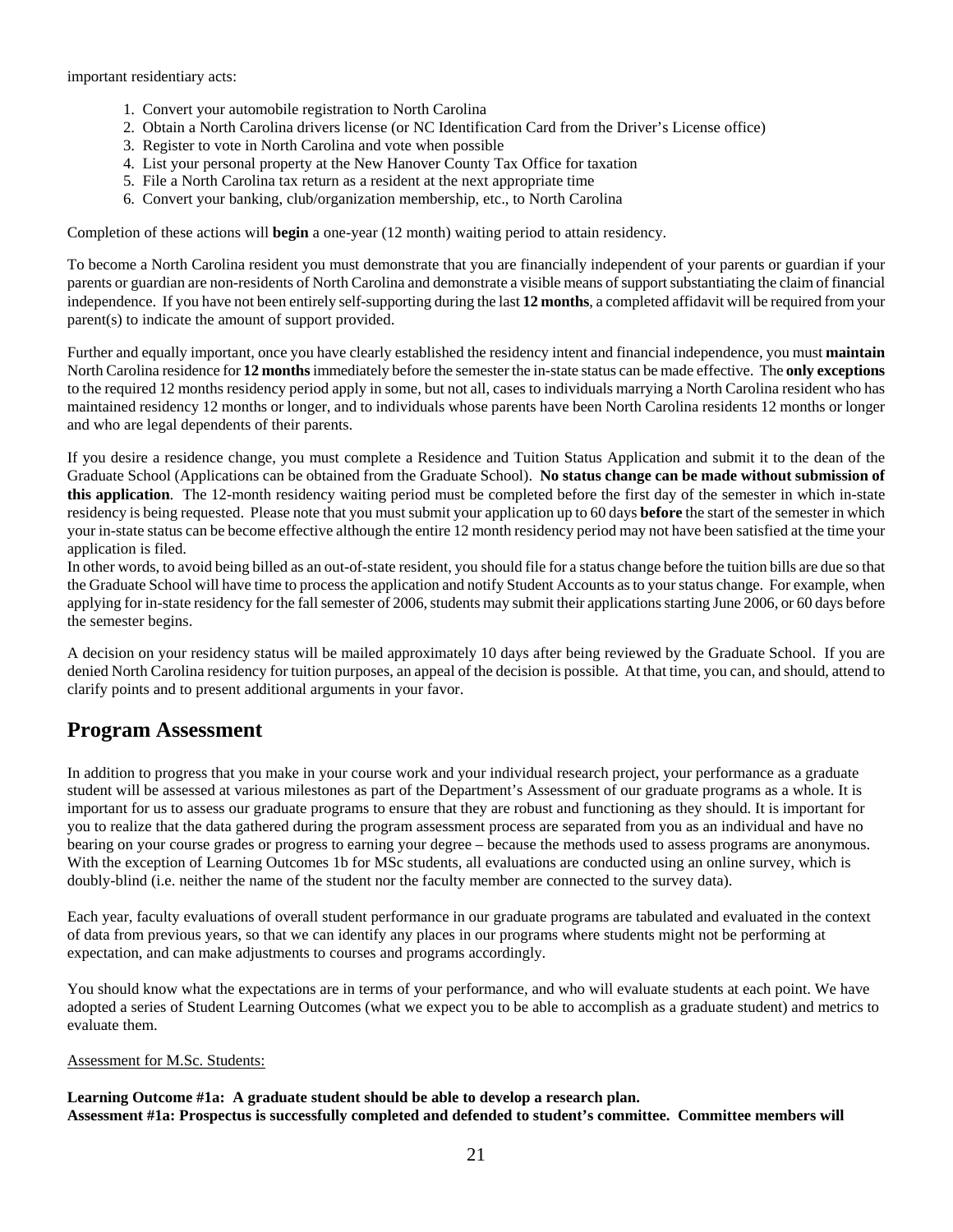important residentiary acts:

1. Convert your automobile registration to North Carolina
2. Obtain a North Carolina drivers license (or NC Identification Card from the Driver's License office)
3. Register to vote in North Carolina and vote when possible
4. List your personal property at the New Hanover County Tax Office for taxation
5. File a North Carolina tax return as a resident at the next appropriate time
6. Convert your banking, club/organization membership, etc., to North Carolina

Completion of these actions will **begin** a one-year (12 month) waiting period to attain residency.

To become a North Carolina resident you must demonstrate that you are financially independent of your parents or guardian if your parents or guardian are non-residents of North Carolina and demonstrate a visible means of support substantiating the claim of financial independence. If you have not been entirely self-supporting during the last **12 months**, a completed affidavit will be required from your parent(s) to indicate the amount of support provided.

Further and equally important, once you have clearly established the residency intent and financial independence, you must **maintain** North Carolina residence for **12 months** immediately before the semester the in-state status can be made effective. The **only exceptions** to the required 12 months residency period apply in some, but not all, cases to individuals marrying a North Carolina resident who has maintained residency 12 months or longer, and to individuals whose parents have been North Carolina residents 12 months or longer and who are legal dependents of their parents.

If you desire a residence change, you must complete a Residence and Tuition Status Application and submit it to the dean of the Graduate School (Applications can be obtained from the Graduate School). **No status change can be made without submission of this application**. The 12-month residency waiting period must be completed before the first day of the semester in which in-state residency is being requested. Please note that you must submit your application up to 60 days **before** the start of the semester in which your in-state status can be become effective although the entire 12 month residency period may not have been satisfied at the time your application is filed.

In other words, to avoid being billed as an out-of-state resident, you should file for a status change before the tuition bills are due so that the Graduate School will have time to process the application and notify Student Accounts as to your status change. For example, when applying for in-state residency for the fall semester of 2006, students may submit their applications starting June 2006, or 60 days before the semester begins.

A decision on your residency status will be mailed approximately 10 days after being reviewed by the Graduate School. If you are denied North Carolina residency for tuition purposes, an appeal of the decision is possible. At that time, you can, and should, attend to clarify points and to present additional arguments in your favor.

## Program Assessment

In addition to progress that you make in your course work and your individual research project, your performance as a graduate student will be assessed at various milestones as part of the Department's Assessment of our graduate programs as a whole. It is important for us to assess our graduate programs to ensure that they are robust and functioning as they should. It is important for you to realize that the data gathered during the program assessment process are separated from you as an individual and have no bearing on your course grades or progress to earning your degree – because the methods used to assess programs are anonymous. With the exception of Learning Outcomes 1b for MSc students, all evaluations are conducted using an online survey, which is doubly-blind (i.e. neither the name of the student nor the faculty member are connected to the survey data).

Each year, faculty evaluations of overall student performance in our graduate programs are tabulated and evaluated in the context of data from previous years, so that we can identify any places in our programs where students might not be performing at expectation, and can make adjustments to courses and programs accordingly.

You should know what the expectations are in terms of your performance, and who will evaluate students at each point. We have adopted a series of Student Learning Outcomes (what we expect you to be able to accomplish as a graduate student) and metrics to evaluate them.

Assessment for M.Sc. Students:

**Learning Outcome #1a: A graduate student should be able to develop a research plan.**
**Assessment #1a: Prospectus is successfully completed and defended to student's committee. Committee members will**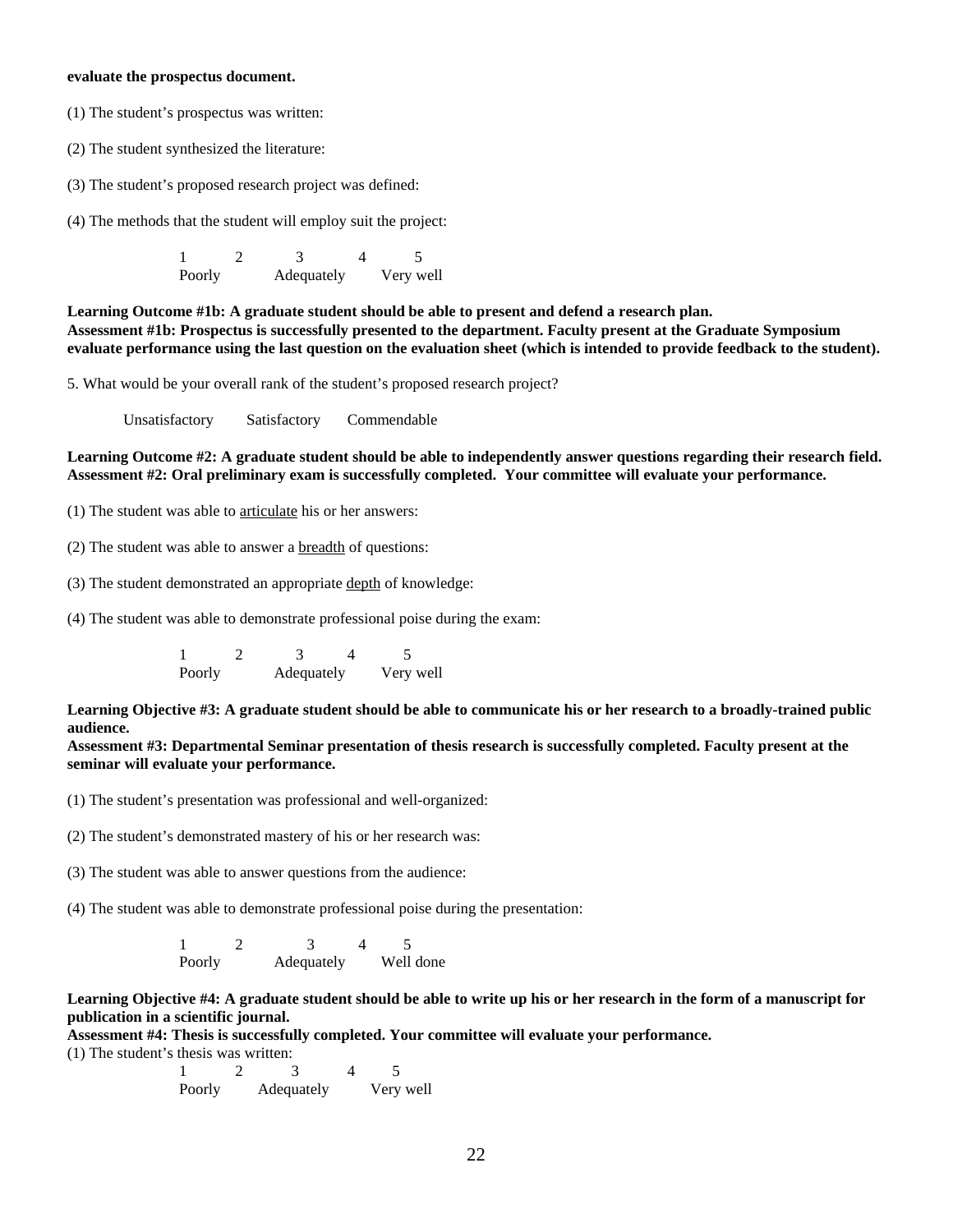**evaluate the prospectus document.**

(1) The student's prospectus was written:

(2) The student synthesized the literature:

(3) The student's proposed research project was defined:

(4) The methods that the student will employ suit the project:

| 1 | 2 | 3 | 4 | 5 |
|---|---|---|---|---|
| Poorly | | Adequately | | Very well |

**Learning Outcome #1b: A graduate student should be able to present and defend a research plan.**
**Assessment #1b: Prospectus is successfully presented to the department. Faculty present at the Graduate Symposium evaluate performance using the last question on the evaluation sheet (which is intended to provide feedback to the student).**

5. What would be your overall rank of the student's proposed research project?

Unsatisfactory    Satisfactory    Commendable

**Learning Outcome #2: A graduate student should be able to independently answer questions regarding their research field.**
**Assessment #2: Oral preliminary exam is successfully completed. Your committee will evaluate your performance.**

(1) The student was able to <u>articulate</u> his or her answers:

(2) The student was able to answer a <u>breadth</u> of questions:

(3) The student demonstrated an appropriate <u>depth</u> of knowledge:

(4) The student was able to demonstrate professional poise during the exam:

| 1 | 2 | 3 | 4 | 5 |
|---|---|---|---|---|
| Poorly | | Adequately | | Very well |

**Learning Objective #3: A graduate student should be able to communicate his or her research to a broadly-trained public audience.**
**Assessment #3: Departmental Seminar presentation of thesis research is successfully completed. Faculty present at the seminar will evaluate your performance.**

(1) The student's presentation was professional and well-organized:

(2) The student's demonstrated mastery of his or her research was:

(3) The student was able to answer questions from the audience:

(4) The student was able to demonstrate professional poise during the presentation:

| 1 | 2 | 3 | 4 | 5 |
|---|---|---|---|---|
| Poorly | | Adequately | | Well done |

**Learning Objective #4: A graduate student should be able to write up his or her research in the form of a manuscript for publication in a scientific journal.**
**Assessment #4: Thesis is successfully completed. Your committee will evaluate your performance.**

(1) The student's thesis was written:

| 1 | 2 | 3 | 4 | 5 |
|---|---|---|---|---|
| Poorly | | Adequately | | Very well |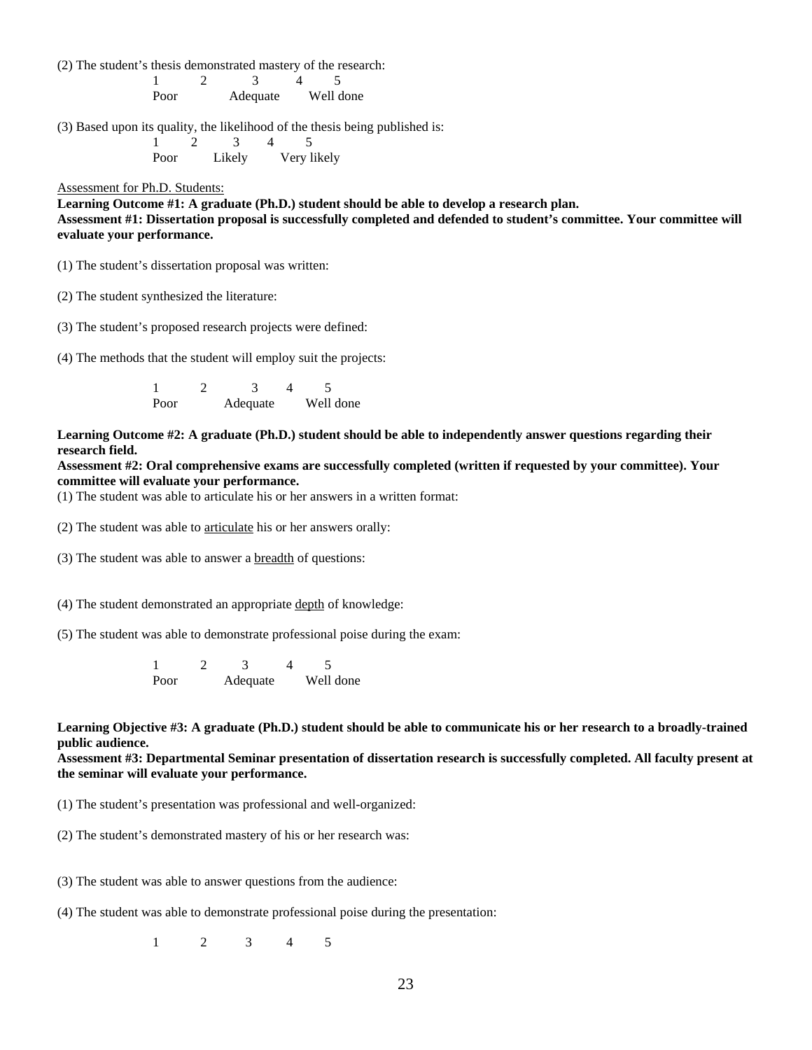(2) The student's thesis demonstrated mastery of the research:

1 2 3 4 5
Poor Adequate Well done

(3) Based upon its quality, the likelihood of the thesis being published is:

1 2 3 4 5
Poor Likely Very likely

<u>Assessment for Ph.D. Students:</u>

**Learning Outcome #1: A graduate (Ph.D.) student should be able to develop a research plan.**
**Assessment #1: Dissertation proposal is successfully completed and defended to student's committee. Your committee will evaluate your performance.**

(1) The student's dissertation proposal was written:

(2) The student synthesized the literature:

(3) The student's proposed research projects were defined:

(4) The methods that the student will employ suit the projects:

1 2 3 4 5
Poor Adequate Well done

**Learning Outcome #2: A graduate (Ph.D.) student should be able to independently answer questions regarding their research field.**
**Assessment #2: Oral comprehensive exams are successfully completed (written if requested by your committee). Your committee will evaluate your performance.**

(1) The student was able to articulate his or her answers in a written format:

(2) The student was able to <u>articulate</u> his or her answers orally:

(3) The student was able to answer a <u>breadth</u> of questions:

(4) The student demonstrated an appropriate <u>depth</u> of knowledge:

(5) The student was able to demonstrate professional poise during the exam:

1 2 3 4 5
Poor Adequate Well done

**Learning Objective #3: A graduate (Ph.D.) student should be able to communicate his or her research to a broadly-trained public audience.**
**Assessment #3: Departmental Seminar presentation of dissertation research is successfully completed. All faculty present at the seminar will evaluate your performance.**

(1) The student's presentation was professional and well-organized:

(2) The student's demonstrated mastery of his or her research was:

(3) The student was able to answer questions from the audience:

(4) The student was able to demonstrate professional poise during the presentation:

1 2 3 4 5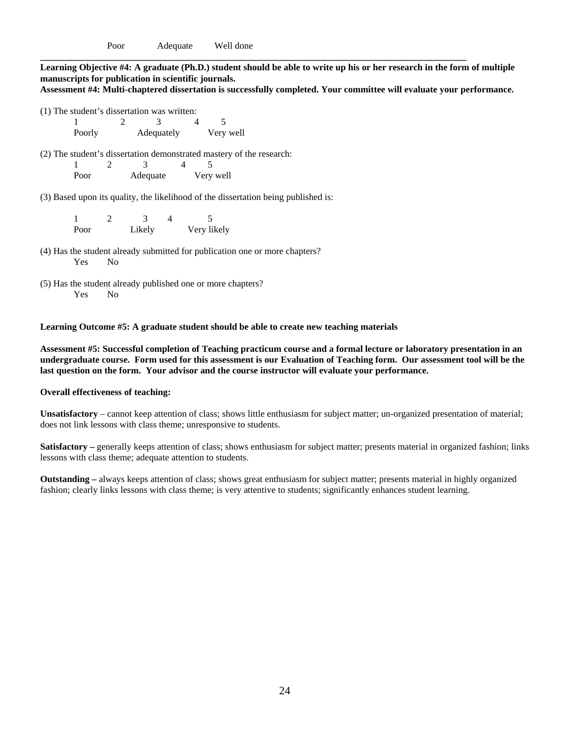Poor Adequate Well done

---

**Learning Objective #4: A graduate (Ph.D.) student should be able to write up his or her research in the form of multiple manuscripts for publication in scientific journals.**
**Assessment #4: Multi-chaptered dissertation is successfully completed. Your committee will evaluate your performance.**

(1) The student's dissertation was written:

1 2 3 4 5
Poorly Adequately Very well

(2) The student's dissertation demonstrated mastery of the research:

1 2 3 4 5
Poor Adequate Very well

(3) Based upon its quality, the likelihood of the dissertation being published is:

1 2 3 4 5
Poor Likely Very likely

(4) Has the student already submitted for publication one or more chapters?

Yes No

(5) Has the student already published one or more chapters?

Yes No

**Learning Outcome #5: A graduate student should be able to create new teaching materials**

**Assessment #5: Successful completion of Teaching practicum course and a formal lecture or laboratory presentation in an undergraduate course. Form used for this assessment is our Evaluation of Teaching form. Our assessment tool will be the last question on the form. Your advisor and the course instructor will evaluate your performance.**

**Overall effectiveness of teaching:**

**Unsatisfactory** – cannot keep attention of class; shows little enthusiasm for subject matter; un-organized presentation of material; does not link lessons with class theme; unresponsive to students.

**Satisfactory –** generally keeps attention of class; shows enthusiasm for subject matter; presents material in organized fashion; links lessons with class theme; adequate attention to students.

**Outstanding –** always keeps attention of class; shows great enthusiasm for subject matter; presents material in highly organized fashion; clearly links lessons with class theme; is very attentive to students; significantly enhances student learning.